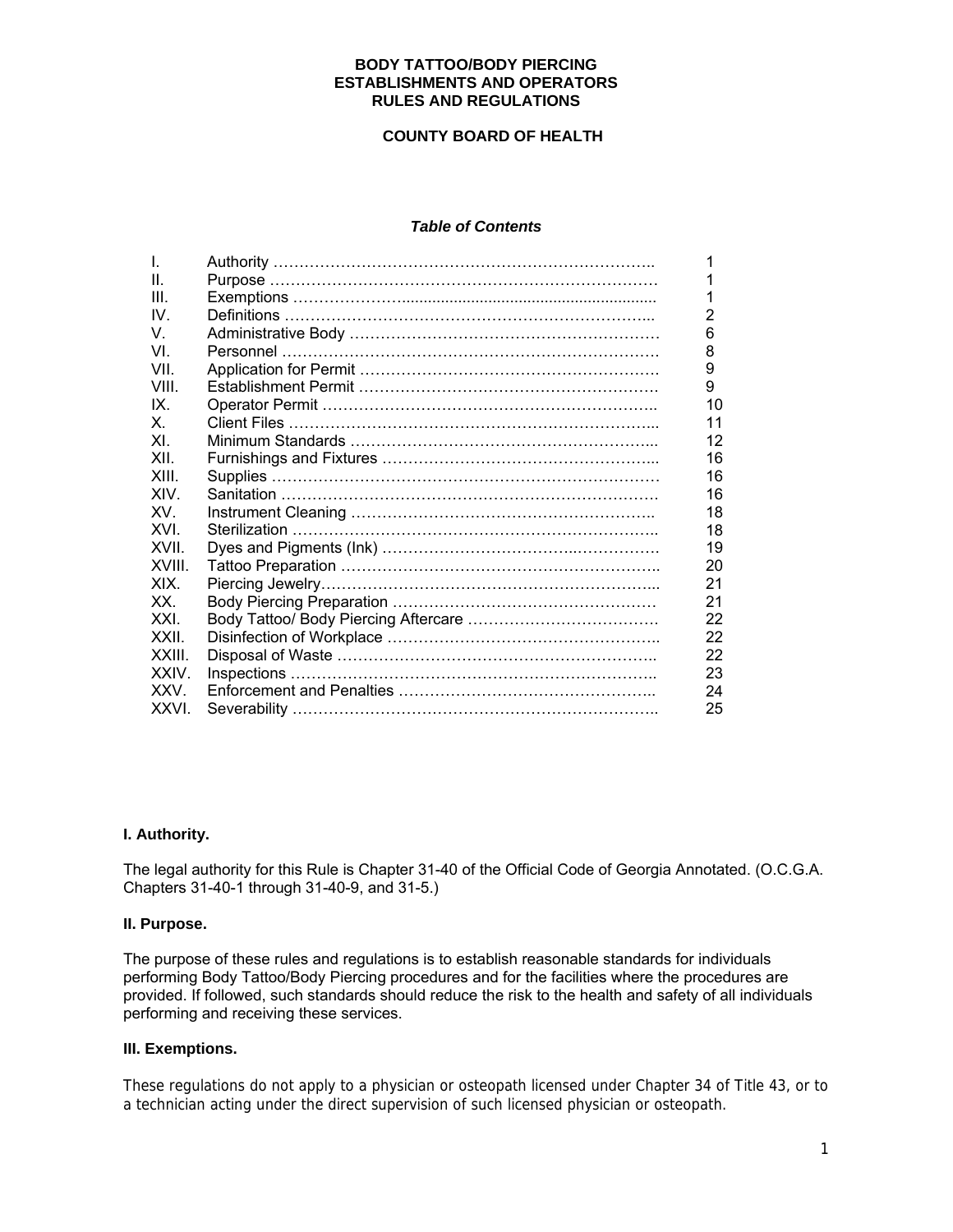# BODY TATTOO/BODY PIERCING ESTABLISHMENTS AND OPERATORS RULES AND REGULATIONS

## COUNTY BOARD OF HEALTH

***Table of Contents***

| | | |
|---|---|---|
| I. | Authority | 1 |
| II. | Purpose | 1 |
| III. | Exemptions | 1 |
| IV. | Definitions | 2 |
| V. | Administrative Body | 6 |
| VI. | Personnel | 8 |
| VII. | Application for Permit | 9 |
| VIII. | Establishment Permit | 9 |
| IX. | Operator Permit | 10 |
| X. | Client Files | 11 |
| XI. | Minimum Standards | 12 |
| XII. | Furnishings and Fixtures | 16 |
| XIII. | Supplies | 16 |
| XIV. | Sanitation | 16 |
| XV. | Instrument Cleaning | 18 |
| XVI. | Sterilization | 18 |
| XVII. | Dyes and Pigments (Ink) | 19 |
| XVIII. | Tattoo Preparation | 20 |
| XIX. | Piercing Jewelry | 21 |
| XX. | Body Piercing Preparation | 21 |
| XXI. | Body Tattoo/ Body Piercing Aftercare | 22 |
| XXII. | Disinfection of Workplace | 22 |
| XXIII. | Disposal of Waste | 22 |
| XXIV. | Inspections | 23 |
| XXV. | Enforcement and Penalties | 24 |
| XXVI. | Severability | 25 |

### I. Authority.

The legal authority for this Rule is Chapter 31-40 of the Official Code of Georgia Annotated. (O.C.G.A. Chapters 31-40-1 through 31-40-9, and 31-5.)

### II. Purpose.

The purpose of these rules and regulations is to establish reasonable standards for individuals performing Body Tattoo/Body Piercing procedures and for the facilities where the procedures are provided. If followed, such standards should reduce the risk to the health and safety of all individuals performing and receiving these services.

### III. Exemptions.

These regulations do not apply to a physician or osteopath licensed under Chapter 34 of Title 43, or to a technician acting under the direct supervision of such licensed physician or osteopath.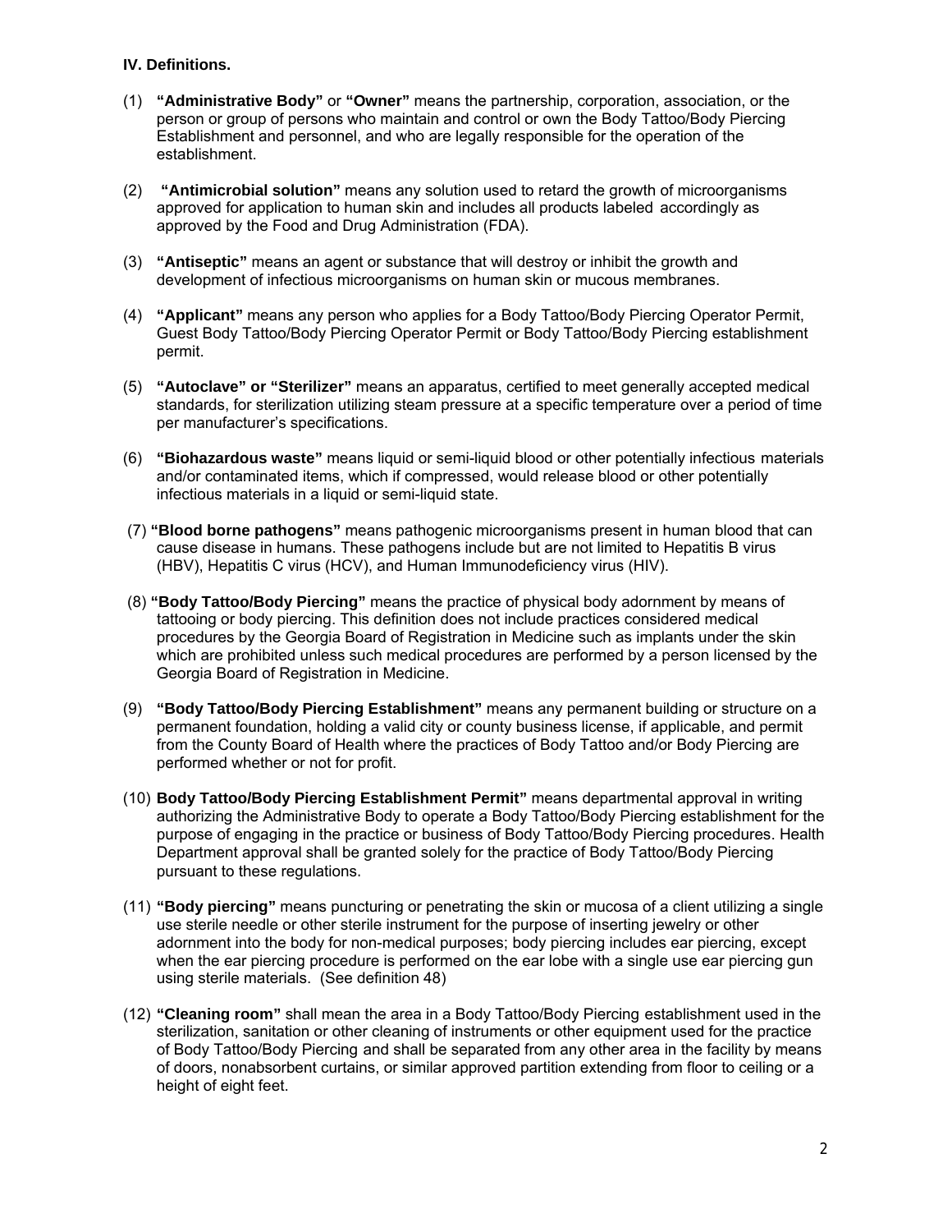**IV. Definitions.**

(1) **"Administrative Body"** or **"Owner"** means the partnership, corporation, association, or the person or group of persons who maintain and control or own the Body Tattoo/Body Piercing Establishment and personnel, and who are legally responsible for the operation of the establishment.

(2) **"Antimicrobial solution"** means any solution used to retard the growth of microorganisms approved for application to human skin and includes all products labeled accordingly as approved by the Food and Drug Administration (FDA).

(3) **"Antiseptic"** means an agent or substance that will destroy or inhibit the growth and development of infectious microorganisms on human skin or mucous membranes.

(4) **"Applicant"** means any person who applies for a Body Tattoo/Body Piercing Operator Permit, Guest Body Tattoo/Body Piercing Operator Permit or Body Tattoo/Body Piercing establishment permit.

(5) **"Autoclave" or "Sterilizer"** means an apparatus, certified to meet generally accepted medical standards, for sterilization utilizing steam pressure at a specific temperature over a period of time per manufacturer's specifications.

(6) **"Biohazardous waste"** means liquid or semi-liquid blood or other potentially infectious materials and/or contaminated items, which if compressed, would release blood or other potentially infectious materials in a liquid or semi-liquid state.

(7) **"Blood borne pathogens"** means pathogenic microorganisms present in human blood that can cause disease in humans. These pathogens include but are not limited to Hepatitis B virus (HBV), Hepatitis C virus (HCV), and Human Immunodeficiency virus (HIV).

(8) **"Body Tattoo/Body Piercing"** means the practice of physical body adornment by means of tattooing or body piercing. This definition does not include practices considered medical procedures by the Georgia Board of Registration in Medicine such as implants under the skin which are prohibited unless such medical procedures are performed by a person licensed by the Georgia Board of Registration in Medicine.

(9) **"Body Tattoo/Body Piercing Establishment"** means any permanent building or structure on a permanent foundation, holding a valid city or county business license, if applicable, and permit from the County Board of Health where the practices of Body Tattoo and/or Body Piercing are performed whether or not for profit.

(10) **Body Tattoo/Body Piercing Establishment Permit"** means departmental approval in writing authorizing the Administrative Body to operate a Body Tattoo/Body Piercing establishment for the purpose of engaging in the practice or business of Body Tattoo/Body Piercing procedures. Health Department approval shall be granted solely for the practice of Body Tattoo/Body Piercing pursuant to these regulations.

(11) **"Body piercing"** means puncturing or penetrating the skin or mucosa of a client utilizing a single use sterile needle or other sterile instrument for the purpose of inserting jewelry or other adornment into the body for non-medical purposes; body piercing includes ear piercing, except when the ear piercing procedure is performed on the ear lobe with a single use ear piercing gun using sterile materials. (See definition 48)

(12) **"Cleaning room"** shall mean the area in a Body Tattoo/Body Piercing establishment used in the sterilization, sanitation or other cleaning of instruments or other equipment used for the practice of Body Tattoo/Body Piercing and shall be separated from any other area in the facility by means of doors, nonabsorbent curtains, or similar approved partition extending from floor to ceiling or a height of eight feet.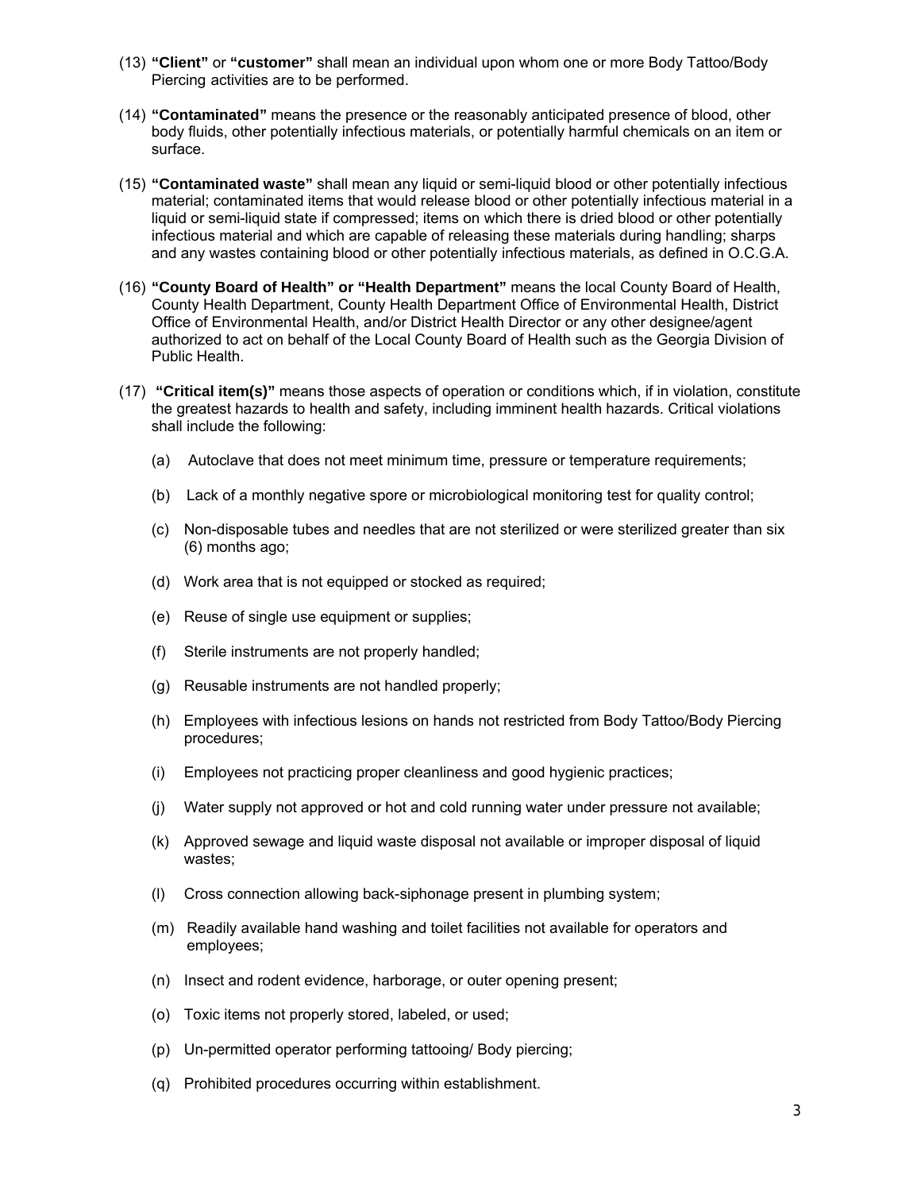(13) **"Client"** or **"customer"** shall mean an individual upon whom one or more Body Tattoo/Body Piercing activities are to be performed.

(14) **"Contaminated"** means the presence or the reasonably anticipated presence of blood, other body fluids, other potentially infectious materials, or potentially harmful chemicals on an item or surface.

(15) **"Contaminated waste"** shall mean any liquid or semi-liquid blood or other potentially infectious material; contaminated items that would release blood or other potentially infectious material in a liquid or semi-liquid state if compressed; items on which there is dried blood or other potentially infectious material and which are capable of releasing these materials during handling; sharps and any wastes containing blood or other potentially infectious materials, as defined in O.C.G.A.

(16) **"County Board of Health" or "Health Department"** means the local County Board of Health, County Health Department, County Health Department Office of Environmental Health, District Office of Environmental Health, and/or District Health Director or any other designee/agent authorized to act on behalf of the Local County Board of Health such as the Georgia Division of Public Health.

(17) **"Critical item(s)"** means those aspects of operation or conditions which, if in violation, constitute the greatest hazards to health and safety, including imminent health hazards. Critical violations shall include the following:

(a) Autoclave that does not meet minimum time, pressure or temperature requirements;

(b) Lack of a monthly negative spore or microbiological monitoring test for quality control;

(c) Non-disposable tubes and needles that are not sterilized or were sterilized greater than six (6) months ago;

(d) Work area that is not equipped or stocked as required;

(e) Reuse of single use equipment or supplies;

(f) Sterile instruments are not properly handled;

(g) Reusable instruments are not handled properly;

(h) Employees with infectious lesions on hands not restricted from Body Tattoo/Body Piercing procedures;

(i) Employees not practicing proper cleanliness and good hygienic practices;

(j) Water supply not approved or hot and cold running water under pressure not available;

(k) Approved sewage and liquid waste disposal not available or improper disposal of liquid wastes;

(l) Cross connection allowing back-siphonage present in plumbing system;

(m) Readily available hand washing and toilet facilities not available for operators and employees;

(n) Insect and rodent evidence, harborage, or outer opening present;

(o) Toxic items not properly stored, labeled, or used;

(p) Un-permitted operator performing tattooing/ Body piercing;

(q) Prohibited procedures occurring within establishment.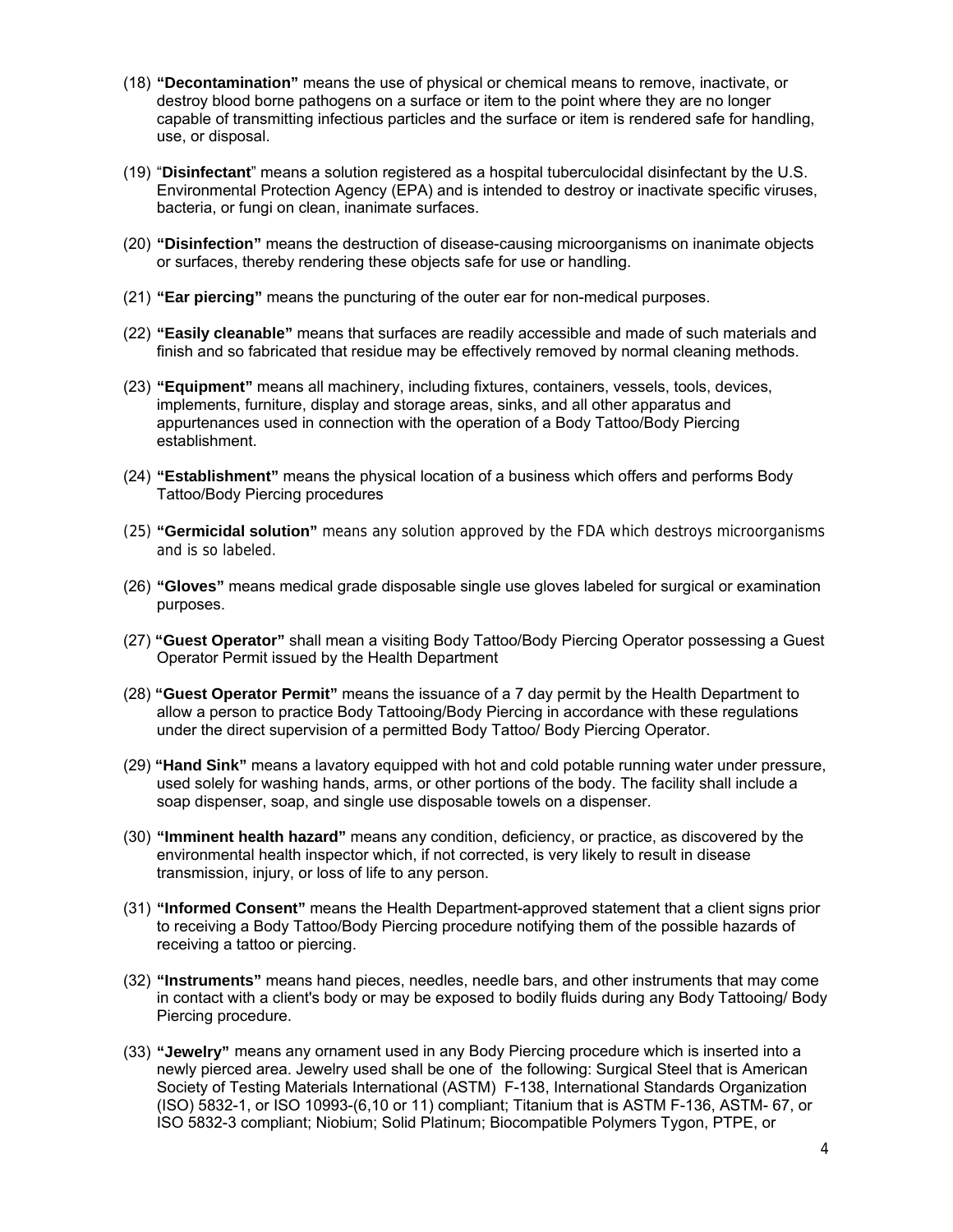(18) **"Decontamination"** means the use of physical or chemical means to remove, inactivate, or destroy blood borne pathogens on a surface or item to the point where they are no longer capable of transmitting infectious particles and the surface or item is rendered safe for handling, use, or disposal.

(19) "**Disinfectant**" means a solution registered as a hospital tuberculocidal disinfectant by the U.S. Environmental Protection Agency (EPA) and is intended to destroy or inactivate specific viruses, bacteria, or fungi on clean, inanimate surfaces.

(20) **"Disinfection"** means the destruction of disease-causing microorganisms on inanimate objects or surfaces, thereby rendering these objects safe for use or handling.

(21) **"Ear piercing"** means the puncturing of the outer ear for non-medical purposes.

(22) **"Easily cleanable"** means that surfaces are readily accessible and made of such materials and finish and so fabricated that residue may be effectively removed by normal cleaning methods.

(23) **"Equipment"** means all machinery, including fixtures, containers, vessels, tools, devices, implements, furniture, display and storage areas, sinks, and all other apparatus and appurtenances used in connection with the operation of a Body Tattoo/Body Piercing establishment.

(24) **"Establishment"** means the physical location of a business which offers and performs Body Tattoo/Body Piercing procedures

(25) **"Germicidal solution"** means any solution approved by the FDA which destroys microorganisms and is so labeled.

(26) **"Gloves"** means medical grade disposable single use gloves labeled for surgical or examination purposes.

(27) **"Guest Operator"** shall mean a visiting Body Tattoo/Body Piercing Operator possessing a Guest Operator Permit issued by the Health Department

(28) **"Guest Operator Permit"** means the issuance of a 7 day permit by the Health Department to allow a person to practice Body Tattooing/Body Piercing in accordance with these regulations under the direct supervision of a permitted Body Tattoo/ Body Piercing Operator.

(29) **"Hand Sink"** means a lavatory equipped with hot and cold potable running water under pressure, used solely for washing hands, arms, or other portions of the body. The facility shall include a soap dispenser, soap, and single use disposable towels on a dispenser.

(30) **"Imminent health hazard"** means any condition, deficiency, or practice, as discovered by the environmental health inspector which, if not corrected, is very likely to result in disease transmission, injury, or loss of life to any person.

(31) **"Informed Consent"** means the Health Department-approved statement that a client signs prior to receiving a Body Tattoo/Body Piercing procedure notifying them of the possible hazards of receiving a tattoo or piercing.

(32) **"Instruments"** means hand pieces, needles, needle bars, and other instruments that may come in contact with a client's body or may be exposed to bodily fluids during any Body Tattooing/ Body Piercing procedure.

(33) **"Jewelry"** means any ornament used in any Body Piercing procedure which is inserted into a newly pierced area. Jewelry used shall be one of the following: Surgical Steel that is American Society of Testing Materials International (ASTM) F-138, International Standards Organization (ISO) 5832-1, or ISO 10993-(6,10 or 11) compliant; Titanium that is ASTM F-136, ASTM- 67, or ISO 5832-3 compliant; Niobium; Solid Platinum; Biocompatible Polymers Tygon, PTPE, or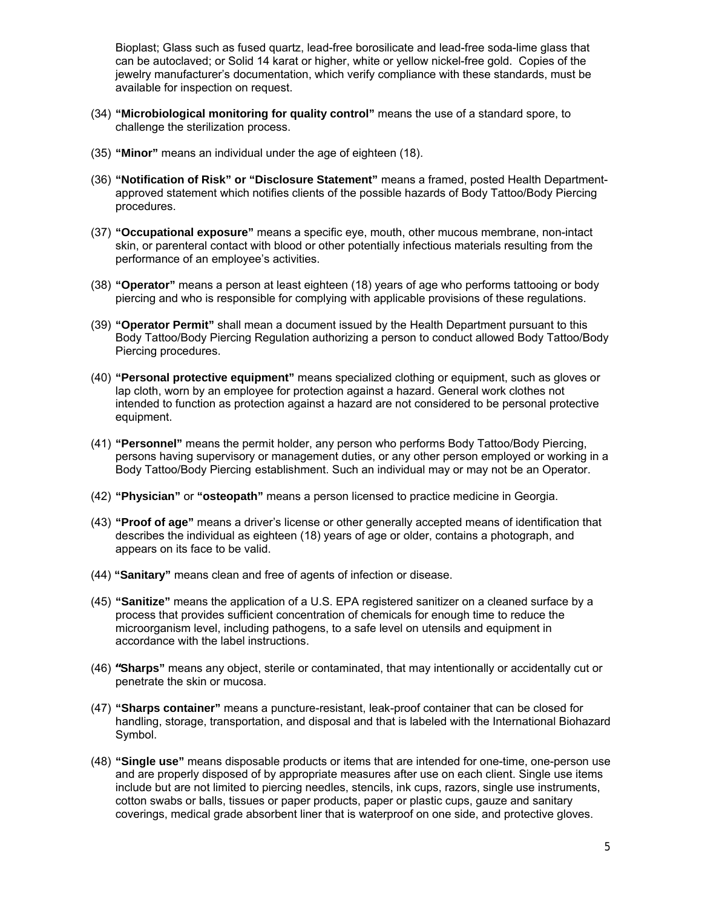Bioplast; Glass such as fused quartz, lead-free borosilicate and lead-free soda-lime glass that can be autoclaved; or Solid 14 karat or higher, white or yellow nickel-free gold. Copies of the jewelry manufacturer's documentation, which verify compliance with these standards, must be available for inspection on request.

(34) **"Microbiological monitoring for quality control"** means the use of a standard spore, to challenge the sterilization process.

(35) **"Minor"** means an individual under the age of eighteen (18).

(36) **"Notification of Risk" or "Disclosure Statement"** means a framed, posted Health Department-approved statement which notifies clients of the possible hazards of Body Tattoo/Body Piercing procedures.

(37) **"Occupational exposure"** means a specific eye, mouth, other mucous membrane, non-intact skin, or parenteral contact with blood or other potentially infectious materials resulting from the performance of an employee's activities.

(38) **"Operator"** means a person at least eighteen (18) years of age who performs tattooing or body piercing and who is responsible for complying with applicable provisions of these regulations.

(39) **"Operator Permit"** shall mean a document issued by the Health Department pursuant to this Body Tattoo/Body Piercing Regulation authorizing a person to conduct allowed Body Tattoo/Body Piercing procedures.

(40) **"Personal protective equipment"** means specialized clothing or equipment, such as gloves or lap cloth, worn by an employee for protection against a hazard. General work clothes not intended to function as protection against a hazard are not considered to be personal protective equipment.

(41) **"Personnel"** means the permit holder, any person who performs Body Tattoo/Body Piercing, persons having supervisory or management duties, or any other person employed or working in a Body Tattoo/Body Piercing establishment. Such an individual may or may not be an Operator.

(42) **"Physician"** or **"osteopath"** means a person licensed to practice medicine in Georgia.

(43) **"Proof of age"** means a driver's license or other generally accepted means of identification that describes the individual as eighteen (18) years of age or older, contains a photograph, and appears on its face to be valid.

(44) **"Sanitary"** means clean and free of agents of infection or disease.

(45) **"Sanitize"** means the application of a U.S. EPA registered sanitizer on a cleaned surface by a process that provides sufficient concentration of chemicals for enough time to reduce the microorganism level, including pathogens, to a safe level on utensils and equipment in accordance with the label instructions.

(46) **"Sharps"** means any object, sterile or contaminated, that may intentionally or accidentally cut or penetrate the skin or mucosa.

(47) **"Sharps container"** means a puncture-resistant, leak-proof container that can be closed for handling, storage, transportation, and disposal and that is labeled with the International Biohazard Symbol.

(48) **"Single use"** means disposable products or items that are intended for one-time, one-person use and are properly disposed of by appropriate measures after use on each client. Single use items include but are not limited to piercing needles, stencils, ink cups, razors, single use instruments, cotton swabs or balls, tissues or paper products, paper or plastic cups, gauze and sanitary coverings, medical grade absorbent liner that is waterproof on one side, and protective gloves.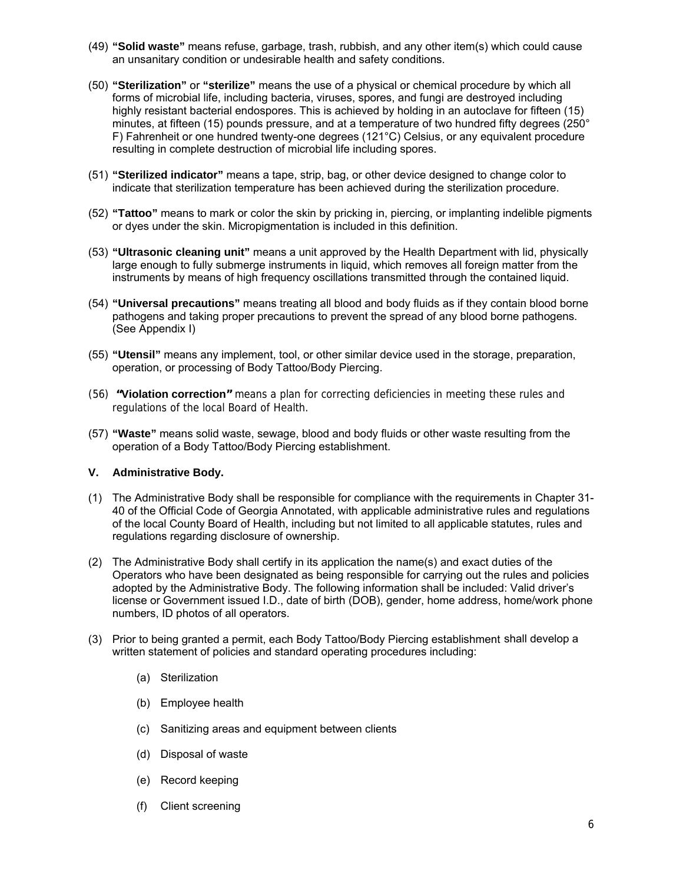(49) **"Solid waste"** means refuse, garbage, trash, rubbish, and any other item(s) which could cause an unsanitary condition or undesirable health and safety conditions.

(50) **"Sterilization"** or **"sterilize"** means the use of a physical or chemical procedure by which all forms of microbial life, including bacteria, viruses, spores, and fungi are destroyed including highly resistant bacterial endospores. This is achieved by holding in an autoclave for fifteen (15) minutes, at fifteen (15) pounds pressure, and at a temperature of two hundred fifty degrees (250° F) Fahrenheit or one hundred twenty-one degrees (121°C) Celsius, or any equivalent procedure resulting in complete destruction of microbial life including spores.

(51) **"Sterilized indicator"** means a tape, strip, bag, or other device designed to change color to indicate that sterilization temperature has been achieved during the sterilization procedure.

(52) **"Tattoo"** means to mark or color the skin by pricking in, piercing, or implanting indelible pigments or dyes under the skin. Micropigmentation is included in this definition.

(53) **"Ultrasonic cleaning unit"** means a unit approved by the Health Department with lid, physically large enough to fully submerge instruments in liquid, which removes all foreign matter from the instruments by means of high frequency oscillations transmitted through the contained liquid.

(54) **"Universal precautions"** means treating all blood and body fluids as if they contain blood borne pathogens and taking proper precautions to prevent the spread of any blood borne pathogens. (See Appendix I)

(55) **"Utensil"** means any implement, tool, or other similar device used in the storage, preparation, operation, or processing of Body Tattoo/Body Piercing.

(56) **"Violation correction"** means a plan for correcting deficiencies in meeting these rules and regulations of the local Board of Health.

(57) **"Waste"** means solid waste, sewage, blood and body fluids or other waste resulting from the operation of a Body Tattoo/Body Piercing establishment.

### V. Administrative Body.

(1) The Administrative Body shall be responsible for compliance with the requirements in Chapter 31-40 of the Official Code of Georgia Annotated, with applicable administrative rules and regulations of the local County Board of Health, including but not limited to all applicable statutes, rules and regulations regarding disclosure of ownership.

(2) The Administrative Body shall certify in its application the name(s) and exact duties of the Operators who have been designated as being responsible for carrying out the rules and policies adopted by the Administrative Body. The following information shall be included: Valid driver's license or Government issued I.D., date of birth (DOB), gender, home address, home/work phone numbers, ID photos of all operators.

(3) Prior to being granted a permit, each Body Tattoo/Body Piercing establishment shall develop a written statement of policies and standard operating procedures including:

   (a) Sterilization

   (b) Employee health

   (c) Sanitizing areas and equipment between clients

   (d) Disposal of waste

   (e) Record keeping

   (f) Client screening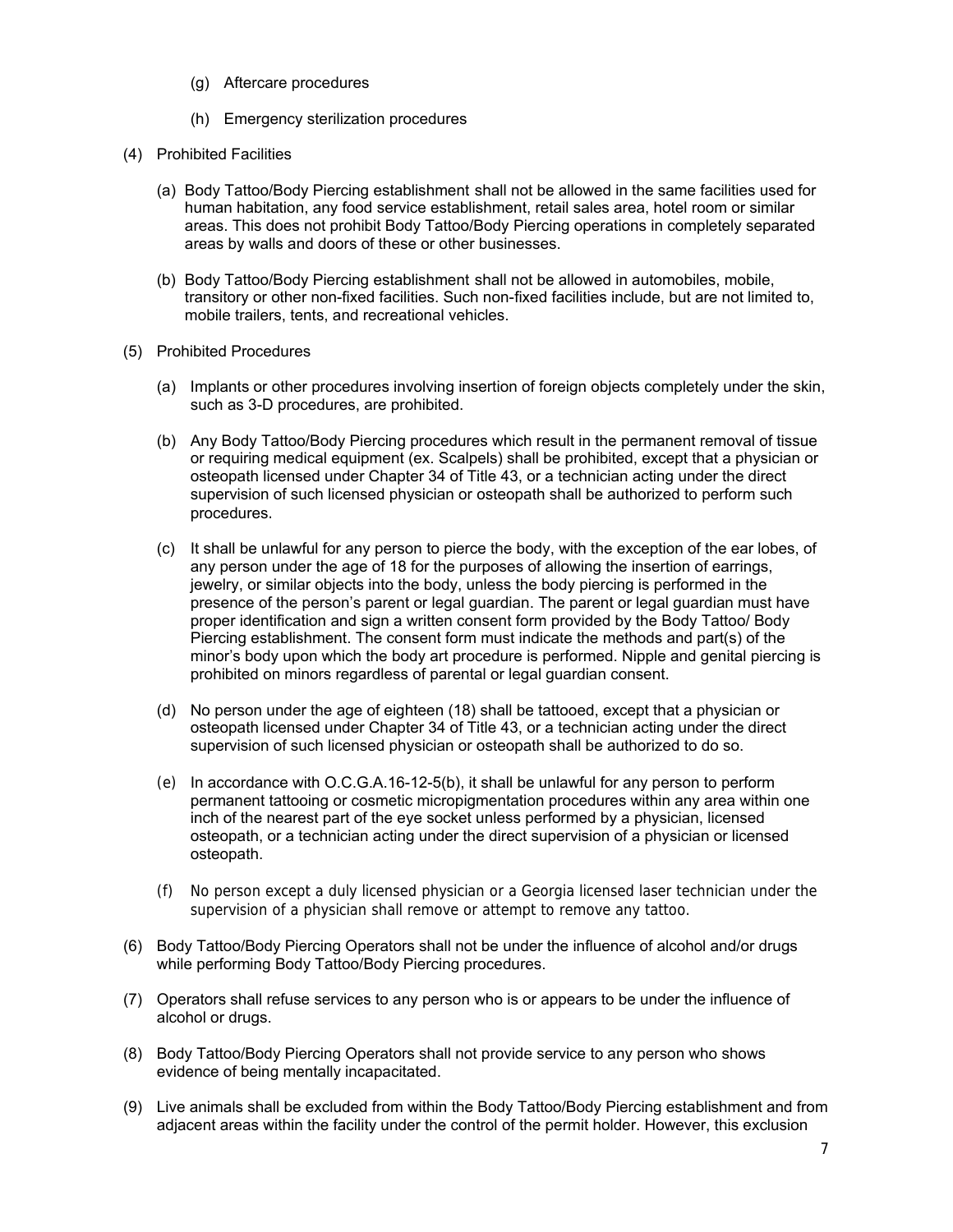(g) Aftercare procedures

(h) Emergency sterilization procedures

(4) Prohibited Facilities

(a) Body Tattoo/Body Piercing establishment shall not be allowed in the same facilities used for human habitation, any food service establishment, retail sales area, hotel room or similar areas. This does not prohibit Body Tattoo/Body Piercing operations in completely separated areas by walls and doors of these or other businesses.

(b) Body Tattoo/Body Piercing establishment shall not be allowed in automobiles, mobile, transitory or other non-fixed facilities. Such non-fixed facilities include, but are not limited to, mobile trailers, tents, and recreational vehicles.

(5) Prohibited Procedures

(a) Implants or other procedures involving insertion of foreign objects completely under the skin, such as 3-D procedures, are prohibited.

(b) Any Body Tattoo/Body Piercing procedures which result in the permanent removal of tissue or requiring medical equipment (ex. Scalpels) shall be prohibited, except that a physician or osteopath licensed under Chapter 34 of Title 43, or a technician acting under the direct supervision of such licensed physician or osteopath shall be authorized to perform such procedures.

(c) It shall be unlawful for any person to pierce the body, with the exception of the ear lobes, of any person under the age of 18 for the purposes of allowing the insertion of earrings, jewelry, or similar objects into the body, unless the body piercing is performed in the presence of the person's parent or legal guardian. The parent or legal guardian must have proper identification and sign a written consent form provided by the Body Tattoo/ Body Piercing establishment. The consent form must indicate the methods and part(s) of the minor's body upon which the body art procedure is performed. Nipple and genital piercing is prohibited on minors regardless of parental or legal guardian consent.

(d) No person under the age of eighteen (18) shall be tattooed, except that a physician or osteopath licensed under Chapter 34 of Title 43, or a technician acting under the direct supervision of such licensed physician or osteopath shall be authorized to do so.

(e) In accordance with O.C.G.A.16-12-5(b), it shall be unlawful for any person to perform permanent tattooing or cosmetic micropigmentation procedures within any area within one inch of the nearest part of the eye socket unless performed by a physician, licensed osteopath, or a technician acting under the direct supervision of a physician or licensed osteopath.

(f) No person except a duly licensed physician or a Georgia licensed laser technician under the supervision of a physician shall remove or attempt to remove any tattoo.

(6) Body Tattoo/Body Piercing Operators shall not be under the influence of alcohol and/or drugs while performing Body Tattoo/Body Piercing procedures.

(7) Operators shall refuse services to any person who is or appears to be under the influence of alcohol or drugs.

(8) Body Tattoo/Body Piercing Operators shall not provide service to any person who shows evidence of being mentally incapacitated.

(9) Live animals shall be excluded from within the Body Tattoo/Body Piercing establishment and from adjacent areas within the facility under the control of the permit holder. However, this exclusion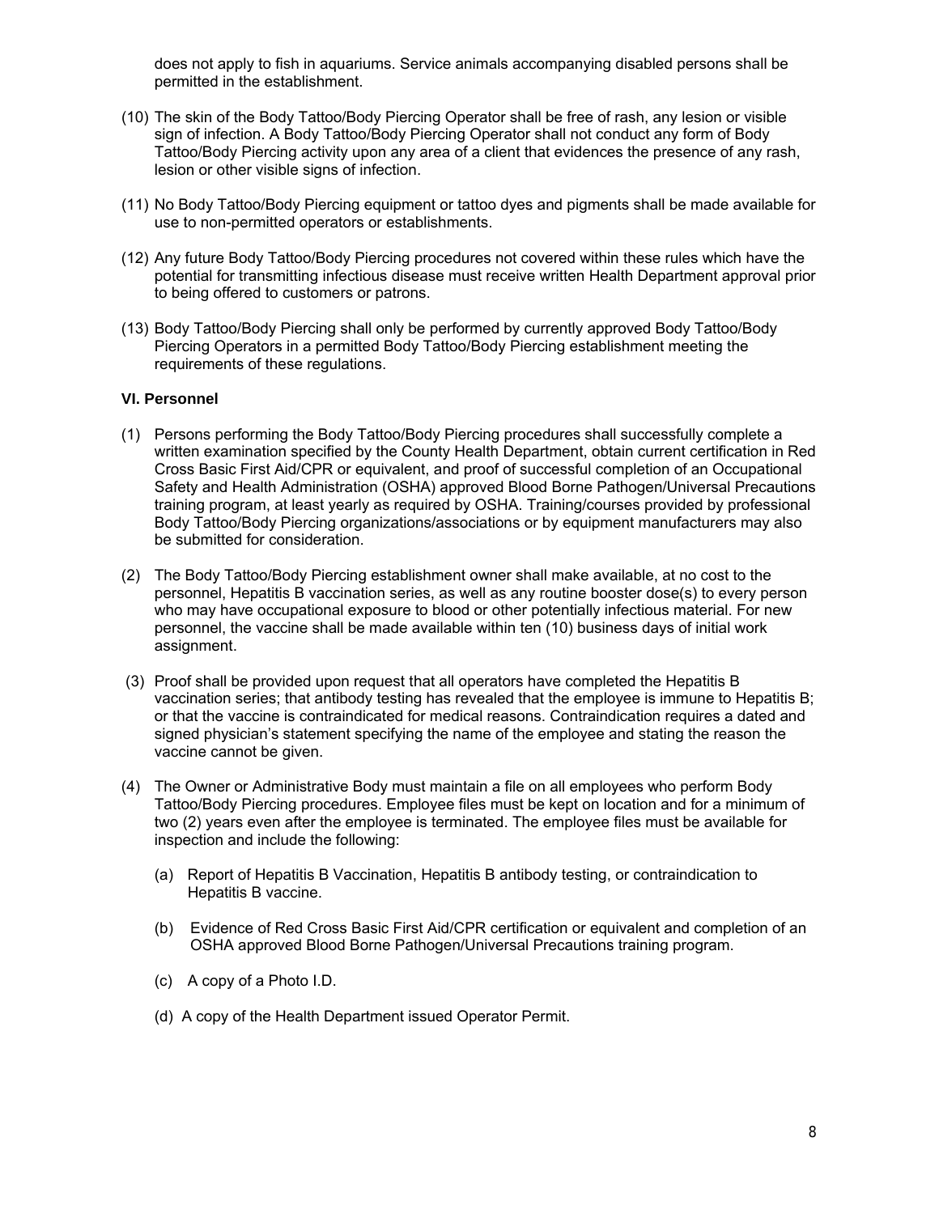does not apply to fish in aquariums. Service animals accompanying disabled persons shall be permitted in the establishment.

(10) The skin of the Body Tattoo/Body Piercing Operator shall be free of rash, any lesion or visible sign of infection. A Body Tattoo/Body Piercing Operator shall not conduct any form of Body Tattoo/Body Piercing activity upon any area of a client that evidences the presence of any rash, lesion or other visible signs of infection.

(11) No Body Tattoo/Body Piercing equipment or tattoo dyes and pigments shall be made available for use to non-permitted operators or establishments.

(12) Any future Body Tattoo/Body Piercing procedures not covered within these rules which have the potential for transmitting infectious disease must receive written Health Department approval prior to being offered to customers or patrons.

(13) Body Tattoo/Body Piercing shall only be performed by currently approved Body Tattoo/Body Piercing Operators in a permitted Body Tattoo/Body Piercing establishment meeting the requirements of these regulations.

**VI. Personnel**

(1) Persons performing the Body Tattoo/Body Piercing procedures shall successfully complete a written examination specified by the County Health Department, obtain current certification in Red Cross Basic First Aid/CPR or equivalent, and proof of successful completion of an Occupational Safety and Health Administration (OSHA) approved Blood Borne Pathogen/Universal Precautions training program, at least yearly as required by OSHA. Training/courses provided by professional Body Tattoo/Body Piercing organizations/associations or by equipment manufacturers may also be submitted for consideration.

(2) The Body Tattoo/Body Piercing establishment owner shall make available, at no cost to the personnel, Hepatitis B vaccination series, as well as any routine booster dose(s) to every person who may have occupational exposure to blood or other potentially infectious material. For new personnel, the vaccine shall be made available within ten (10) business days of initial work assignment.

(3) Proof shall be provided upon request that all operators have completed the Hepatitis B vaccination series; that antibody testing has revealed that the employee is immune to Hepatitis B; or that the vaccine is contraindicated for medical reasons. Contraindication requires a dated and signed physician's statement specifying the name of the employee and stating the reason the vaccine cannot be given.

(4) The Owner or Administrative Body must maintain a file on all employees who perform Body Tattoo/Body Piercing procedures. Employee files must be kept on location and for a minimum of two (2) years even after the employee is terminated. The employee files must be available for inspection and include the following:

  (a) Report of Hepatitis B Vaccination, Hepatitis B antibody testing, or contraindication to Hepatitis B vaccine.

  (b) Evidence of Red Cross Basic First Aid/CPR certification or equivalent and completion of an OSHA approved Blood Borne Pathogen/Universal Precautions training program.

  (c) A copy of a Photo I.D.

  (d) A copy of the Health Department issued Operator Permit.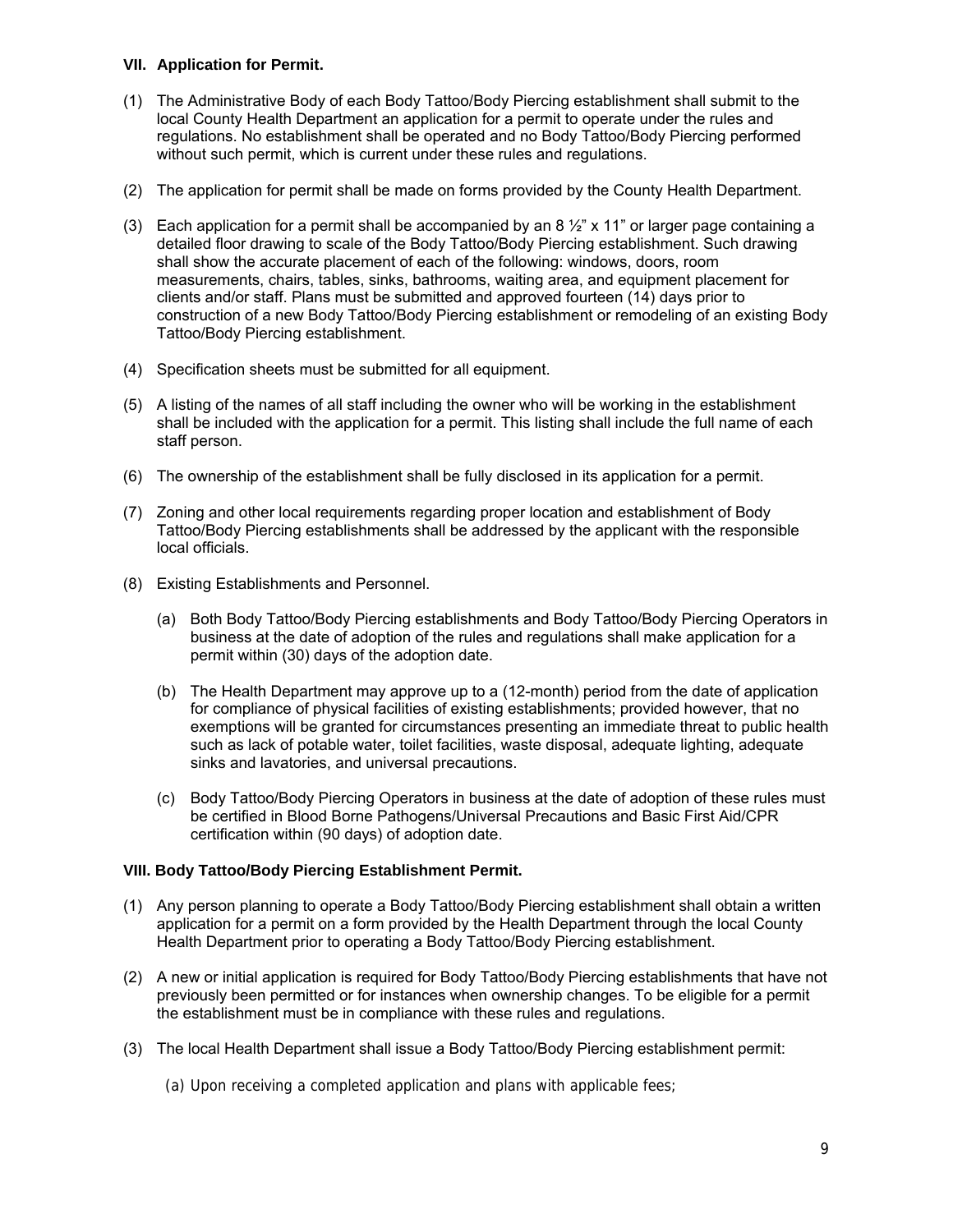### VII. Application for Permit.

(1) The Administrative Body of each Body Tattoo/Body Piercing establishment shall submit to the local County Health Department an application for a permit to operate under the rules and regulations. No establishment shall be operated and no Body Tattoo/Body Piercing performed without such permit, which is current under these rules and regulations.

(2) The application for permit shall be made on forms provided by the County Health Department.

(3) Each application for a permit shall be accompanied by an 8 ½" x 11" or larger page containing a detailed floor drawing to scale of the Body Tattoo/Body Piercing establishment. Such drawing shall show the accurate placement of each of the following: windows, doors, room measurements, chairs, tables, sinks, bathrooms, waiting area, and equipment placement for clients and/or staff. Plans must be submitted and approved fourteen (14) days prior to construction of a new Body Tattoo/Body Piercing establishment or remodeling of an existing Body Tattoo/Body Piercing establishment.

(4) Specification sheets must be submitted for all equipment.

(5) A listing of the names of all staff including the owner who will be working in the establishment shall be included with the application for a permit. This listing shall include the full name of each staff person.

(6) The ownership of the establishment shall be fully disclosed in its application for a permit.

(7) Zoning and other local requirements regarding proper location and establishment of Body Tattoo/Body Piercing establishments shall be addressed by the applicant with the responsible local officials.

(8) Existing Establishments and Personnel.

   (a) Both Body Tattoo/Body Piercing establishments and Body Tattoo/Body Piercing Operators in business at the date of adoption of the rules and regulations shall make application for a permit within (30) days of the adoption date.

   (b) The Health Department may approve up to a (12-month) period from the date of application for compliance of physical facilities of existing establishments; provided however, that no exemptions will be granted for circumstances presenting an immediate threat to public health such as lack of potable water, toilet facilities, waste disposal, adequate lighting, adequate sinks and lavatories, and universal precautions.

   (c) Body Tattoo/Body Piercing Operators in business at the date of adoption of these rules must be certified in Blood Borne Pathogens/Universal Precautions and Basic First Aid/CPR certification within (90 days) of adoption date.

### VIII. Body Tattoo/Body Piercing Establishment Permit.

(1) Any person planning to operate a Body Tattoo/Body Piercing establishment shall obtain a written application for a permit on a form provided by the Health Department through the local County Health Department prior to operating a Body Tattoo/Body Piercing establishment.

(2) A new or initial application is required for Body Tattoo/Body Piercing establishments that have not previously been permitted or for instances when ownership changes. To be eligible for a permit the establishment must be in compliance with these rules and regulations.

(3) The local Health Department shall issue a Body Tattoo/Body Piercing establishment permit:

   (a) Upon receiving a completed application and plans with applicable fees;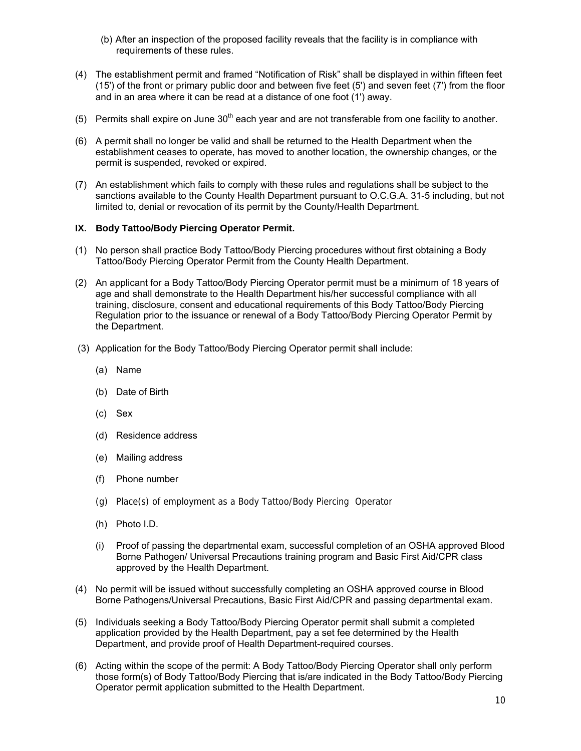(b) After an inspection of the proposed facility reveals that the facility is in compliance with requirements of these rules.

(4) The establishment permit and framed "Notification of Risk" shall be displayed in within fifteen feet (15') of the front or primary public door and between five feet (5') and seven feet (7') from the floor and in an area where it can be read at a distance of one foot (1') away.

(5) Permits shall expire on June 30th each year and are not transferable from one facility to another.

(6) A permit shall no longer be valid and shall be returned to the Health Department when the establishment ceases to operate, has moved to another location, the ownership changes, or the permit is suspended, revoked or expired.

(7) An establishment which fails to comply with these rules and regulations shall be subject to the sanctions available to the County Health Department pursuant to O.C.G.A. 31-5 including, but not limited to, denial or revocation of its permit by the County/Health Department.

## IX. Body Tattoo/Body Piercing Operator Permit.

(1) No person shall practice Body Tattoo/Body Piercing procedures without first obtaining a Body Tattoo/Body Piercing Operator Permit from the County Health Department.

(2) An applicant for a Body Tattoo/Body Piercing Operator permit must be a minimum of 18 years of age and shall demonstrate to the Health Department his/her successful compliance with all training, disclosure, consent and educational requirements of this Body Tattoo/Body Piercing Regulation prior to the issuance or renewal of a Body Tattoo/Body Piercing Operator Permit by the Department.

(3) Application for the Body Tattoo/Body Piercing Operator permit shall include:

(a) Name

(b) Date of Birth

(c) Sex

(d) Residence address

(e) Mailing address

(f) Phone number

(g) Place(s) of employment as a Body Tattoo/Body Piercing Operator

(h) Photo I.D.

(i) Proof of passing the departmental exam, successful completion of an OSHA approved Blood Borne Pathogen/ Universal Precautions training program and Basic First Aid/CPR class approved by the Health Department.

(4) No permit will be issued without successfully completing an OSHA approved course in Blood Borne Pathogens/Universal Precautions, Basic First Aid/CPR and passing departmental exam.

(5) Individuals seeking a Body Tattoo/Body Piercing Operator permit shall submit a completed application provided by the Health Department, pay a set fee determined by the Health Department, and provide proof of Health Department-required courses.

(6) Acting within the scope of the permit: A Body Tattoo/Body Piercing Operator shall only perform those form(s) of Body Tattoo/Body Piercing that is/are indicated in the Body Tattoo/Body Piercing Operator permit application submitted to the Health Department.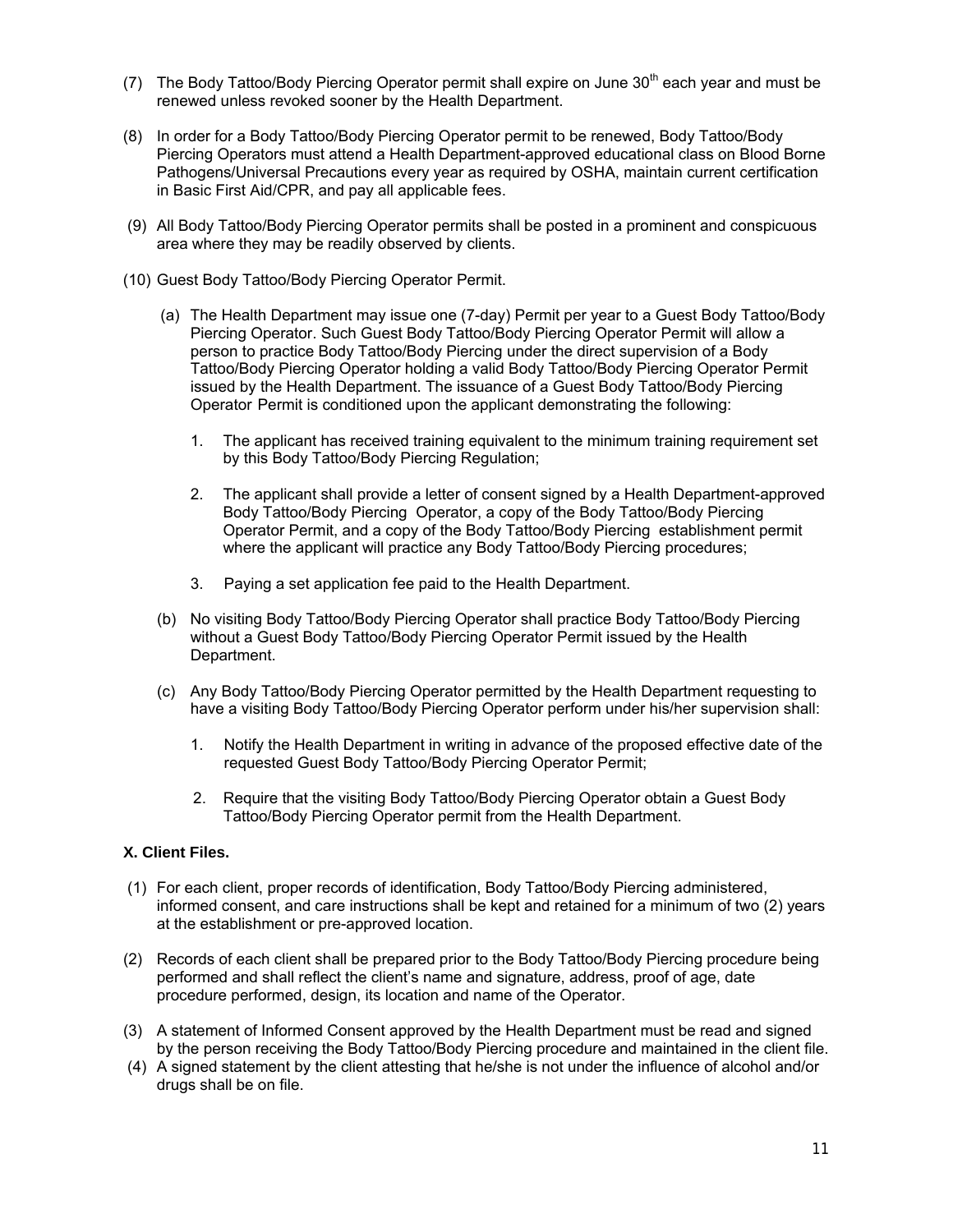(7) The Body Tattoo/Body Piercing Operator permit shall expire on June 30th each year and must be renewed unless revoked sooner by the Health Department.

(8) In order for a Body Tattoo/Body Piercing Operator permit to be renewed, Body Tattoo/Body Piercing Operators must attend a Health Department-approved educational class on Blood Borne Pathogens/Universal Precautions every year as required by OSHA, maintain current certification in Basic First Aid/CPR, and pay all applicable fees.

(9) All Body Tattoo/Body Piercing Operator permits shall be posted in a prominent and conspicuous area where they may be readily observed by clients.

(10) Guest Body Tattoo/Body Piercing Operator Permit.

(a) The Health Department may issue one (7-day) Permit per year to a Guest Body Tattoo/Body Piercing Operator. Such Guest Body Tattoo/Body Piercing Operator Permit will allow a person to practice Body Tattoo/Body Piercing under the direct supervision of a Body Tattoo/Body Piercing Operator holding a valid Body Tattoo/Body Piercing Operator Permit issued by the Health Department. The issuance of a Guest Body Tattoo/Body Piercing Operator Permit is conditioned upon the applicant demonstrating the following:

1. The applicant has received training equivalent to the minimum training requirement set by this Body Tattoo/Body Piercing Regulation;

2. The applicant shall provide a letter of consent signed by a Health Department-approved Body Tattoo/Body Piercing Operator, a copy of the Body Tattoo/Body Piercing Operator Permit, and a copy of the Body Tattoo/Body Piercing establishment permit where the applicant will practice any Body Tattoo/Body Piercing procedures;

3. Paying a set application fee paid to the Health Department.

(b) No visiting Body Tattoo/Body Piercing Operator shall practice Body Tattoo/Body Piercing without a Guest Body Tattoo/Body Piercing Operator Permit issued by the Health Department.

(c) Any Body Tattoo/Body Piercing Operator permitted by the Health Department requesting to have a visiting Body Tattoo/Body Piercing Operator perform under his/her supervision shall:

1. Notify the Health Department in writing in advance of the proposed effective date of the requested Guest Body Tattoo/Body Piercing Operator Permit;

2. Require that the visiting Body Tattoo/Body Piercing Operator obtain a Guest Body Tattoo/Body Piercing Operator permit from the Health Department.

**X. Client Files.**

(1) For each client, proper records of identification, Body Tattoo/Body Piercing administered, informed consent, and care instructions shall be kept and retained for a minimum of two (2) years at the establishment or pre-approved location.

(2) Records of each client shall be prepared prior to the Body Tattoo/Body Piercing procedure being performed and shall reflect the client's name and signature, address, proof of age, date procedure performed, design, its location and name of the Operator.

(3) A statement of Informed Consent approved by the Health Department must be read and signed by the person receiving the Body Tattoo/Body Piercing procedure and maintained in the client file.

(4) A signed statement by the client attesting that he/she is not under the influence of alcohol and/or drugs shall be on file.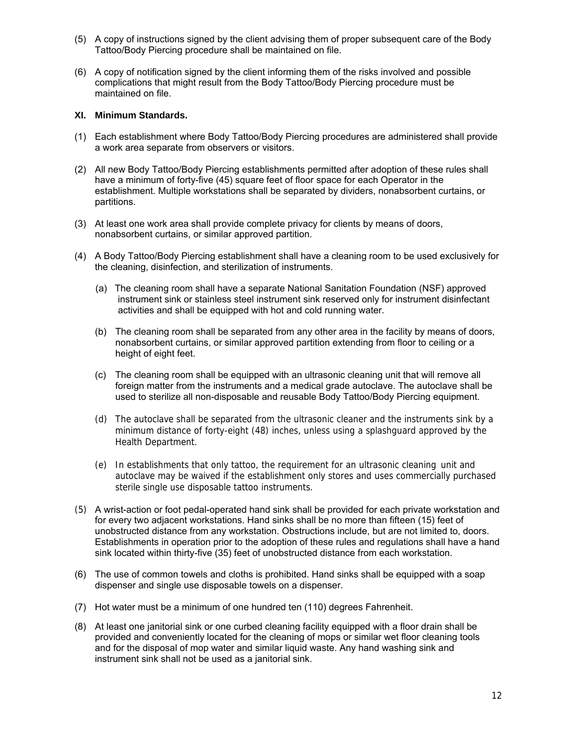(5) A copy of instructions signed by the client advising them of proper subsequent care of the Body Tattoo/Body Piercing procedure shall be maintained on file.

(6) A copy of notification signed by the client informing them of the risks involved and possible complications that might result from the Body Tattoo/Body Piercing procedure must be maintained on file.

### XI. Minimum Standards.

(1) Each establishment where Body Tattoo/Body Piercing procedures are administered shall provide a work area separate from observers or visitors.

(2) All new Body Tattoo/Body Piercing establishments permitted after adoption of these rules shall have a minimum of forty-five (45) square feet of floor space for each Operator in the establishment. Multiple workstations shall be separated by dividers, nonabsorbent curtains, or partitions.

(3) At least one work area shall provide complete privacy for clients by means of doors, nonabsorbent curtains, or similar approved partition.

(4) A Body Tattoo/Body Piercing establishment shall have a cleaning room to be used exclusively for the cleaning, disinfection, and sterilization of instruments.

   (a) The cleaning room shall have a separate National Sanitation Foundation (NSF) approved instrument sink or stainless steel instrument sink reserved only for instrument disinfectant activities and shall be equipped with hot and cold running water.

   (b) The cleaning room shall be separated from any other area in the facility by means of doors, nonabsorbent curtains, or similar approved partition extending from floor to ceiling or a height of eight feet.

   (c) The cleaning room shall be equipped with an ultrasonic cleaning unit that will remove all foreign matter from the instruments and a medical grade autoclave. The autoclave shall be used to sterilize all non-disposable and reusable Body Tattoo/Body Piercing equipment.

   (d) The autoclave shall be separated from the ultrasonic cleaner and the instruments sink by a minimum distance of forty-eight (48) inches, unless using a splashguard approved by the Health Department.

   (e) In establishments that only tattoo, the requirement for an ultrasonic cleaning unit and autoclave may be waived if the establishment only stores and uses commercially purchased sterile single use disposable tattoo instruments.

(5) A wrist-action or foot pedal-operated hand sink shall be provided for each private workstation and for every two adjacent workstations. Hand sinks shall be no more than fifteen (15) feet of unobstructed distance from any workstation. Obstructions include, but are not limited to, doors. Establishments in operation prior to the adoption of these rules and regulations shall have a hand sink located within thirty-five (35) feet of unobstructed distance from each workstation.

(6) The use of common towels and cloths is prohibited. Hand sinks shall be equipped with a soap dispenser and single use disposable towels on a dispenser.

(7) Hot water must be a minimum of one hundred ten (110) degrees Fahrenheit.

(8) At least one janitorial sink or one curbed cleaning facility equipped with a floor drain shall be provided and conveniently located for the cleaning of mops or similar wet floor cleaning tools and for the disposal of mop water and similar liquid waste. Any hand washing sink and instrument sink shall not be used as a janitorial sink.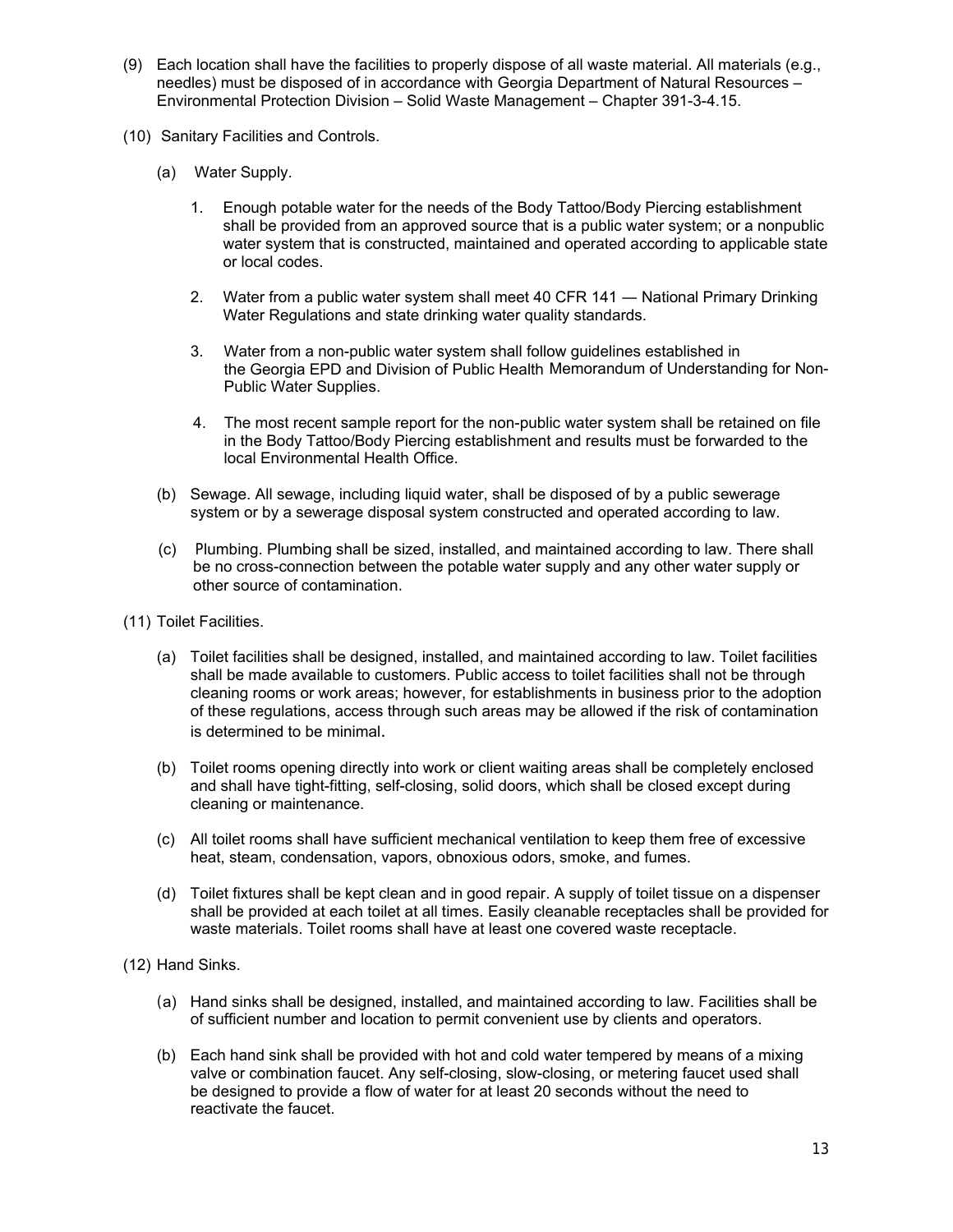(9) Each location shall have the facilities to properly dispose of all waste material. All materials (e.g., needles) must be disposed of in accordance with Georgia Department of Natural Resources – Environmental Protection Division – Solid Waste Management – Chapter 391-3-4.15.

(10) Sanitary Facilities and Controls.

   (a) Water Supply.

      1. Enough potable water for the needs of the Body Tattoo/Body Piercing establishment shall be provided from an approved source that is a public water system; or a nonpublic water system that is constructed, maintained and operated according to applicable state or local codes.

      2. Water from a public water system shall meet 40 CFR 141 — National Primary Drinking Water Regulations and state drinking water quality standards.

      3. Water from a non-public water system shall follow guidelines established in the Georgia EPD and Division of Public Health Memorandum of Understanding for Non-Public Water Supplies.

      4. The most recent sample report for the non-public water system shall be retained on file in the Body Tattoo/Body Piercing establishment and results must be forwarded to the local Environmental Health Office.

   (b) Sewage. All sewage, including liquid water, shall be disposed of by a public sewerage system or by a sewerage disposal system constructed and operated according to law.

   (c) Plumbing. Plumbing shall be sized, installed, and maintained according to law. There shall be no cross-connection between the potable water supply and any other water supply or other source of contamination.

(11) Toilet Facilities.

   (a) Toilet facilities shall be designed, installed, and maintained according to law. Toilet facilities shall be made available to customers. Public access to toilet facilities shall not be through cleaning rooms or work areas; however, for establishments in business prior to the adoption of these regulations, access through such areas may be allowed if the risk of contamination is determined to be minimal.

   (b) Toilet rooms opening directly into work or client waiting areas shall be completely enclosed and shall have tight-fitting, self-closing, solid doors, which shall be closed except during cleaning or maintenance.

   (c) All toilet rooms shall have sufficient mechanical ventilation to keep them free of excessive heat, steam, condensation, vapors, obnoxious odors, smoke, and fumes.

   (d) Toilet fixtures shall be kept clean and in good repair. A supply of toilet tissue on a dispenser shall be provided at each toilet at all times. Easily cleanable receptacles shall be provided for waste materials. Toilet rooms shall have at least one covered waste receptacle.

(12) Hand Sinks.

   (a) Hand sinks shall be designed, installed, and maintained according to law. Facilities shall be of sufficient number and location to permit convenient use by clients and operators.

   (b) Each hand sink shall be provided with hot and cold water tempered by means of a mixing valve or combination faucet. Any self-closing, slow-closing, or metering faucet used shall be designed to provide a flow of water for at least 20 seconds without the need to reactivate the faucet.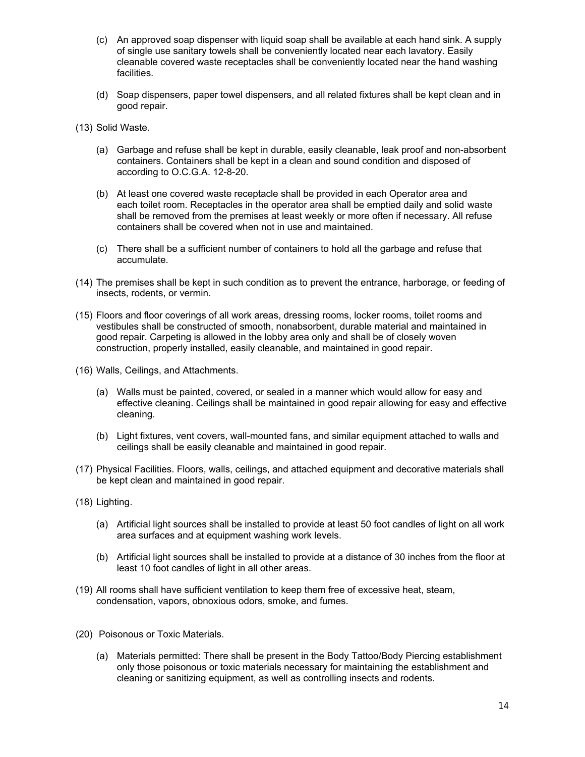(c) An approved soap dispenser with liquid soap shall be available at each hand sink. A supply of single use sanitary towels shall be conveniently located near each lavatory. Easily cleanable covered waste receptacles shall be conveniently located near the hand washing facilities.

(d) Soap dispensers, paper towel dispensers, and all related fixtures shall be kept clean and in good repair.

(13) Solid Waste.

(a) Garbage and refuse shall be kept in durable, easily cleanable, leak proof and non-absorbent containers. Containers shall be kept in a clean and sound condition and disposed of according to O.C.G.A. 12-8-20.

(b) At least one covered waste receptacle shall be provided in each Operator area and each toilet room. Receptacles in the operator area shall be emptied daily and solid waste shall be removed from the premises at least weekly or more often if necessary. All refuse containers shall be covered when not in use and maintained.

(c) There shall be a sufficient number of containers to hold all the garbage and refuse that accumulate.

(14) The premises shall be kept in such condition as to prevent the entrance, harborage, or feeding of insects, rodents, or vermin.

(15) Floors and floor coverings of all work areas, dressing rooms, locker rooms, toilet rooms and vestibules shall be constructed of smooth, nonabsorbent, durable material and maintained in good repair. Carpeting is allowed in the lobby area only and shall be of closely woven construction, properly installed, easily cleanable, and maintained in good repair.

(16) Walls, Ceilings, and Attachments.

(a) Walls must be painted, covered, or sealed in a manner which would allow for easy and effective cleaning. Ceilings shall be maintained in good repair allowing for easy and effective cleaning.

(b) Light fixtures, vent covers, wall-mounted fans, and similar equipment attached to walls and ceilings shall be easily cleanable and maintained in good repair.

(17) Physical Facilities. Floors, walls, ceilings, and attached equipment and decorative materials shall be kept clean and maintained in good repair.

(18) Lighting.

(a) Artificial light sources shall be installed to provide at least 50 foot candles of light on all work area surfaces and at equipment washing work levels.

(b) Artificial light sources shall be installed to provide at a distance of 30 inches from the floor at least 10 foot candles of light in all other areas.

(19) All rooms shall have sufficient ventilation to keep them free of excessive heat, steam, condensation, vapors, obnoxious odors, smoke, and fumes.

(20) Poisonous or Toxic Materials.

(a) Materials permitted: There shall be present in the Body Tattoo/Body Piercing establishment only those poisonous or toxic materials necessary for maintaining the establishment and cleaning or sanitizing equipment, as well as controlling insects and rodents.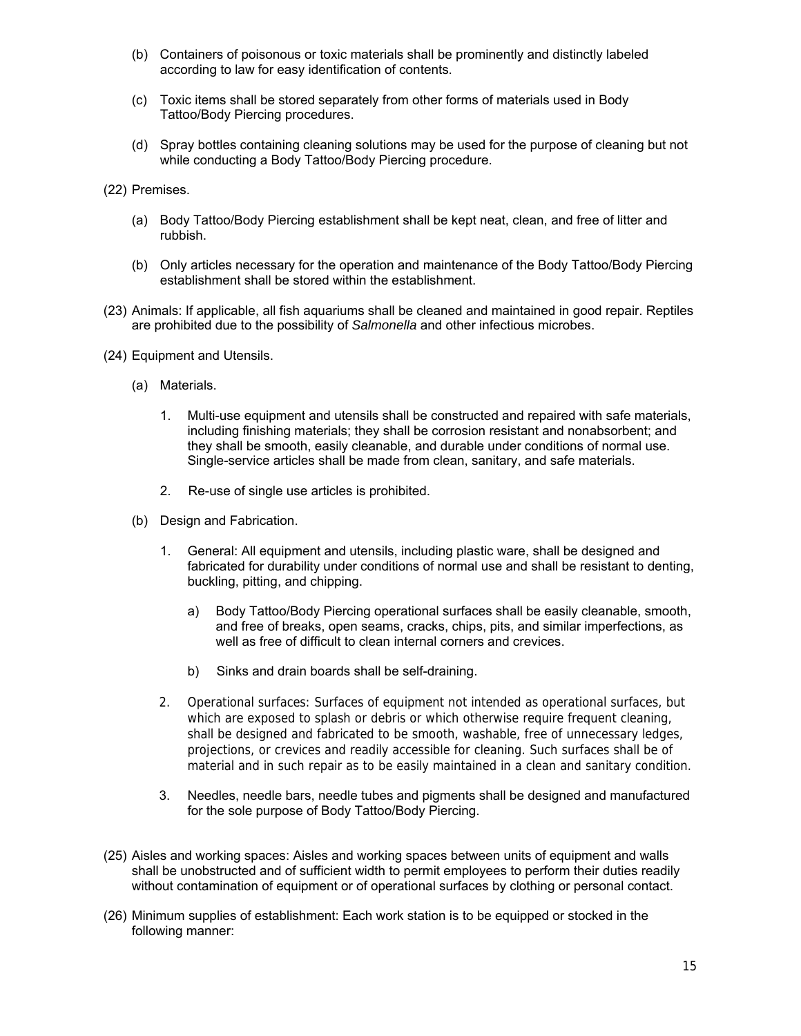(b) Containers of poisonous or toxic materials shall be prominently and distinctly labeled according to law for easy identification of contents.

(c) Toxic items shall be stored separately from other forms of materials used in Body Tattoo/Body Piercing procedures.

(d) Spray bottles containing cleaning solutions may be used for the purpose of cleaning but not while conducting a Body Tattoo/Body Piercing procedure.

(22) Premises.

(a) Body Tattoo/Body Piercing establishment shall be kept neat, clean, and free of litter and rubbish.

(b) Only articles necessary for the operation and maintenance of the Body Tattoo/Body Piercing establishment shall be stored within the establishment.

(23) Animals: If applicable, all fish aquariums shall be cleaned and maintained in good repair. Reptiles are prohibited due to the possibility of *Salmonella* and other infectious microbes.

(24) Equipment and Utensils.

(a) Materials.

1. Multi-use equipment and utensils shall be constructed and repaired with safe materials, including finishing materials; they shall be corrosion resistant and nonabsorbent; and they shall be smooth, easily cleanable, and durable under conditions of normal use. Single-service articles shall be made from clean, sanitary, and safe materials.

2. Re-use of single use articles is prohibited.

(b) Design and Fabrication.

1. General: All equipment and utensils, including plastic ware, shall be designed and fabricated for durability under conditions of normal use and shall be resistant to denting, buckling, pitting, and chipping.

   a) Body Tattoo/Body Piercing operational surfaces shall be easily cleanable, smooth, and free of breaks, open seams, cracks, chips, pits, and similar imperfections, as well as free of difficult to clean internal corners and crevices.

   b) Sinks and drain boards shall be self-draining.

2. Operational surfaces: Surfaces of equipment not intended as operational surfaces, but which are exposed to splash or debris or which otherwise require frequent cleaning, shall be designed and fabricated to be smooth, washable, free of unnecessary ledges, projections, or crevices and readily accessible for cleaning. Such surfaces shall be of material and in such repair as to be easily maintained in a clean and sanitary condition.

3. Needles, needle bars, needle tubes and pigments shall be designed and manufactured for the sole purpose of Body Tattoo/Body Piercing.

(25) Aisles and working spaces: Aisles and working spaces between units of equipment and walls shall be unobstructed and of sufficient width to permit employees to perform their duties readily without contamination of equipment or of operational surfaces by clothing or personal contact.

(26) Minimum supplies of establishment: Each work station is to be equipped or stocked in the following manner: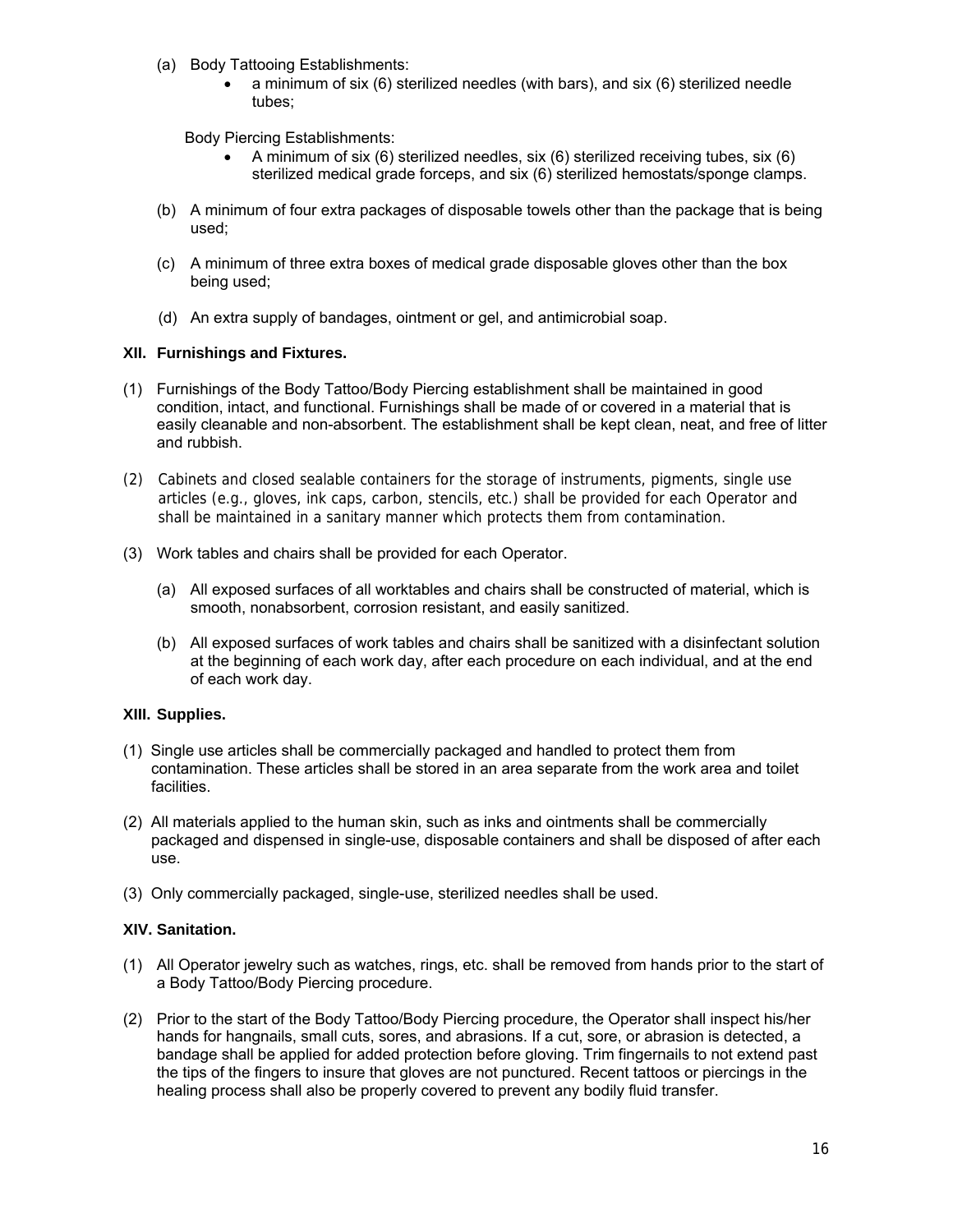(a) Body Tattooing Establishments:
   - a minimum of six (6) sterilized needles (with bars), and six (6) sterilized needle tubes;

   Body Piercing Establishments:
   - A minimum of six (6) sterilized needles, six (6) sterilized receiving tubes, six (6) sterilized medical grade forceps, and six (6) sterilized hemostats/sponge clamps.

(b) A minimum of four extra packages of disposable towels other than the package that is being used;

(c) A minimum of three extra boxes of medical grade disposable gloves other than the box being used;

(d) An extra supply of bandages, ointment or gel, and antimicrobial soap.

**XII. Furnishings and Fixtures.**

(1) Furnishings of the Body Tattoo/Body Piercing establishment shall be maintained in good condition, intact, and functional. Furnishings shall be made of or covered in a material that is easily cleanable and non-absorbent. The establishment shall be kept clean, neat, and free of litter and rubbish.

(2) Cabinets and closed sealable containers for the storage of instruments, pigments, single use articles (e.g., gloves, ink caps, carbon, stencils, etc.) shall be provided for each Operator and shall be maintained in a sanitary manner which protects them from contamination.

(3) Work tables and chairs shall be provided for each Operator.

   (a) All exposed surfaces of all worktables and chairs shall be constructed of material, which is smooth, nonabsorbent, corrosion resistant, and easily sanitized.

   (b) All exposed surfaces of work tables and chairs shall be sanitized with a disinfectant solution at the beginning of each work day, after each procedure on each individual, and at the end of each work day.

**XIII. Supplies.**

(1) Single use articles shall be commercially packaged and handled to protect them from contamination. These articles shall be stored in an area separate from the work area and toilet facilities.

(2) All materials applied to the human skin, such as inks and ointments shall be commercially packaged and dispensed in single-use, disposable containers and shall be disposed of after each use.

(3) Only commercially packaged, single-use, sterilized needles shall be used.

**XIV. Sanitation.**

(1) All Operator jewelry such as watches, rings, etc. shall be removed from hands prior to the start of a Body Tattoo/Body Piercing procedure.

(2) Prior to the start of the Body Tattoo/Body Piercing procedure, the Operator shall inspect his/her hands for hangnails, small cuts, sores, and abrasions. If a cut, sore, or abrasion is detected, a bandage shall be applied for added protection before gloving. Trim fingernails to not extend past the tips of the fingers to insure that gloves are not punctured. Recent tattoos or piercings in the healing process shall also be properly covered to prevent any bodily fluid transfer.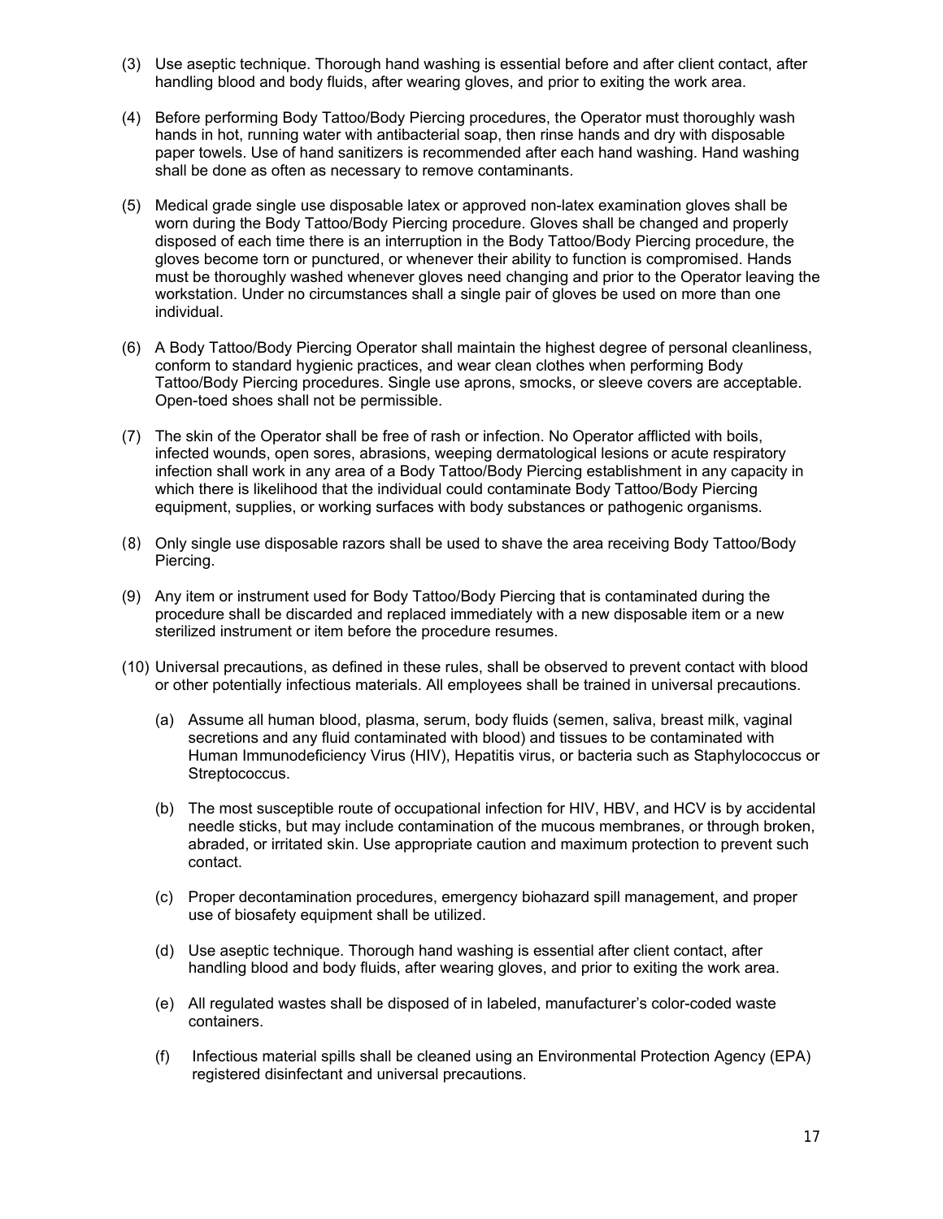(3) Use aseptic technique. Thorough hand washing is essential before and after client contact, after handling blood and body fluids, after wearing gloves, and prior to exiting the work area.

(4) Before performing Body Tattoo/Body Piercing procedures, the Operator must thoroughly wash hands in hot, running water with antibacterial soap, then rinse hands and dry with disposable paper towels. Use of hand sanitizers is recommended after each hand washing. Hand washing shall be done as often as necessary to remove contaminants.

(5) Medical grade single use disposable latex or approved non-latex examination gloves shall be worn during the Body Tattoo/Body Piercing procedure. Gloves shall be changed and properly disposed of each time there is an interruption in the Body Tattoo/Body Piercing procedure, the gloves become torn or punctured, or whenever their ability to function is compromised. Hands must be thoroughly washed whenever gloves need changing and prior to the Operator leaving the workstation. Under no circumstances shall a single pair of gloves be used on more than one individual.

(6) A Body Tattoo/Body Piercing Operator shall maintain the highest degree of personal cleanliness, conform to standard hygienic practices, and wear clean clothes when performing Body Tattoo/Body Piercing procedures. Single use aprons, smocks, or sleeve covers are acceptable. Open-toed shoes shall not be permissible.

(7) The skin of the Operator shall be free of rash or infection. No Operator afflicted with boils, infected wounds, open sores, abrasions, weeping dermatological lesions or acute respiratory infection shall work in any area of a Body Tattoo/Body Piercing establishment in any capacity in which there is likelihood that the individual could contaminate Body Tattoo/Body Piercing equipment, supplies, or working surfaces with body substances or pathogenic organisms.

(8) Only single use disposable razors shall be used to shave the area receiving Body Tattoo/Body Piercing.

(9) Any item or instrument used for Body Tattoo/Body Piercing that is contaminated during the procedure shall be discarded and replaced immediately with a new disposable item or a new sterilized instrument or item before the procedure resumes.

(10) Universal precautions, as defined in these rules, shall be observed to prevent contact with blood or other potentially infectious materials. All employees shall be trained in universal precautions.

  (a) Assume all human blood, plasma, serum, body fluids (semen, saliva, breast milk, vaginal secretions and any fluid contaminated with blood) and tissues to be contaminated with Human Immunodeficiency Virus (HIV), Hepatitis virus, or bacteria such as Staphylococcus or Streptococcus.

  (b) The most susceptible route of occupational infection for HIV, HBV, and HCV is by accidental needle sticks, but may include contamination of the mucous membranes, or through broken, abraded, or irritated skin. Use appropriate caution and maximum protection to prevent such contact.

  (c) Proper decontamination procedures, emergency biohazard spill management, and proper use of biosafety equipment shall be utilized.

  (d) Use aseptic technique. Thorough hand washing is essential after client contact, after handling blood and body fluids, after wearing gloves, and prior to exiting the work area.

  (e) All regulated wastes shall be disposed of in labeled, manufacturer's color-coded waste containers.

  (f) Infectious material spills shall be cleaned using an Environmental Protection Agency (EPA) registered disinfectant and universal precautions.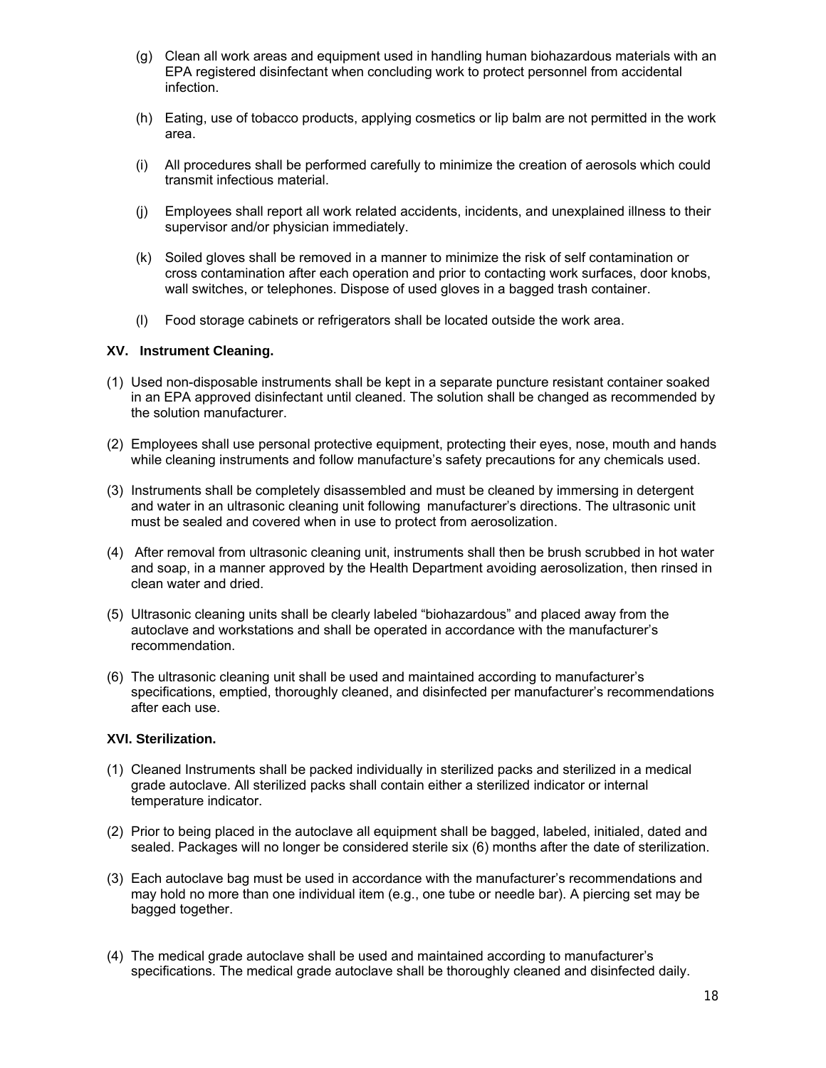(g) Clean all work areas and equipment used in handling human biohazardous materials with an EPA registered disinfectant when concluding work to protect personnel from accidental infection.

(h) Eating, use of tobacco products, applying cosmetics or lip balm are not permitted in the work area.

(i) All procedures shall be performed carefully to minimize the creation of aerosols which could transmit infectious material.

(j) Employees shall report all work related accidents, incidents, and unexplained illness to their supervisor and/or physician immediately.

(k) Soiled gloves shall be removed in a manner to minimize the risk of self contamination or cross contamination after each operation and prior to contacting work surfaces, door knobs, wall switches, or telephones. Dispose of used gloves in a bagged trash container.

(l) Food storage cabinets or refrigerators shall be located outside the work area.

**XV. Instrument Cleaning.**

(1) Used non-disposable instruments shall be kept in a separate puncture resistant container soaked in an EPA approved disinfectant until cleaned. The solution shall be changed as recommended by the solution manufacturer.

(2) Employees shall use personal protective equipment, protecting their eyes, nose, mouth and hands while cleaning instruments and follow manufacture's safety precautions for any chemicals used.

(3) Instruments shall be completely disassembled and must be cleaned by immersing in detergent and water in an ultrasonic cleaning unit following manufacturer's directions. The ultrasonic unit must be sealed and covered when in use to protect from aerosolization.

(4) After removal from ultrasonic cleaning unit, instruments shall then be brush scrubbed in hot water and soap, in a manner approved by the Health Department avoiding aerosolization, then rinsed in clean water and dried.

(5) Ultrasonic cleaning units shall be clearly labeled "biohazardous" and placed away from the autoclave and workstations and shall be operated in accordance with the manufacturer's recommendation.

(6) The ultrasonic cleaning unit shall be used and maintained according to manufacturer's specifications, emptied, thoroughly cleaned, and disinfected per manufacturer's recommendations after each use.

**XVI. Sterilization.**

(1) Cleaned Instruments shall be packed individually in sterilized packs and sterilized in a medical grade autoclave. All sterilized packs shall contain either a sterilized indicator or internal temperature indicator.

(2) Prior to being placed in the autoclave all equipment shall be bagged, labeled, initialed, dated and sealed. Packages will no longer be considered sterile six (6) months after the date of sterilization.

(3) Each autoclave bag must be used in accordance with the manufacturer's recommendations and may hold no more than one individual item (e.g., one tube or needle bar). A piercing set may be bagged together.

(4) The medical grade autoclave shall be used and maintained according to manufacturer's specifications. The medical grade autoclave shall be thoroughly cleaned and disinfected daily.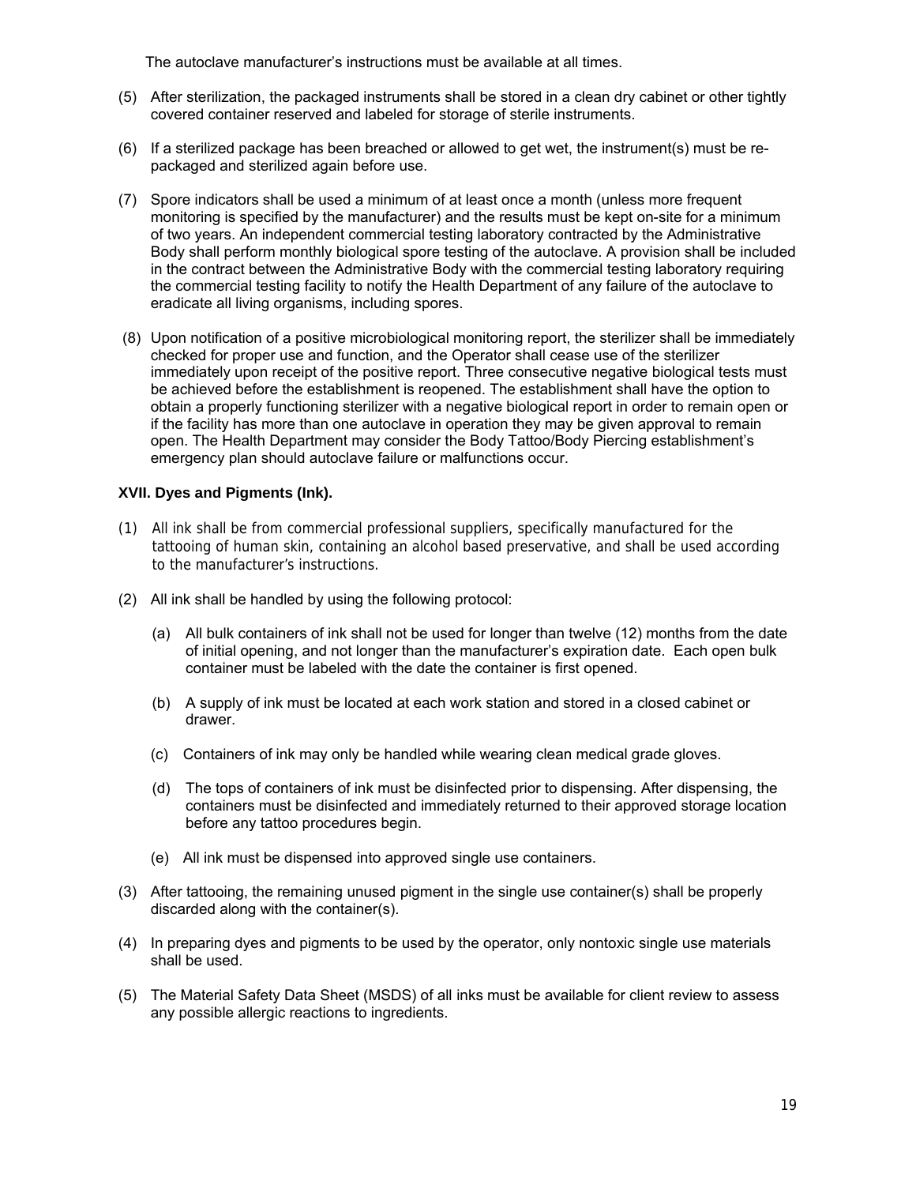The autoclave manufacturer's instructions must be available at all times.

(5) After sterilization, the packaged instruments shall be stored in a clean dry cabinet or other tightly covered container reserved and labeled for storage of sterile instruments.

(6) If a sterilized package has been breached or allowed to get wet, the instrument(s) must be re-packaged and sterilized again before use.

(7) Spore indicators shall be used a minimum of at least once a month (unless more frequent monitoring is specified by the manufacturer) and the results must be kept on-site for a minimum of two years. An independent commercial testing laboratory contracted by the Administrative Body shall perform monthly biological spore testing of the autoclave. A provision shall be included in the contract between the Administrative Body with the commercial testing laboratory requiring the commercial testing facility to notify the Health Department of any failure of the autoclave to eradicate all living organisms, including spores.

(8) Upon notification of a positive microbiological monitoring report, the sterilizer shall be immediately checked for proper use and function, and the Operator shall cease use of the sterilizer immediately upon receipt of the positive report. Three consecutive negative biological tests must be achieved before the establishment is reopened. The establishment shall have the option to obtain a properly functioning sterilizer with a negative biological report in order to remain open or if the facility has more than one autoclave in operation they may be given approval to remain open. The Health Department may consider the Body Tattoo/Body Piercing establishment's emergency plan should autoclave failure or malfunctions occur.

**XVII. Dyes and Pigments (Ink).**

(1) All ink shall be from commercial professional suppliers, specifically manufactured for the tattooing of human skin, containing an alcohol based preservative, and shall be used according to the manufacturer's instructions.

(2) All ink shall be handled by using the following protocol:

  (a) All bulk containers of ink shall not be used for longer than twelve (12) months from the date of initial opening, and not longer than the manufacturer's expiration date. Each open bulk container must be labeled with the date the container is first opened.

  (b) A supply of ink must be located at each work station and stored in a closed cabinet or drawer.

  (c) Containers of ink may only be handled while wearing clean medical grade gloves.

  (d) The tops of containers of ink must be disinfected prior to dispensing. After dispensing, the containers must be disinfected and immediately returned to their approved storage location before any tattoo procedures begin.

  (e) All ink must be dispensed into approved single use containers.

(3) After tattooing, the remaining unused pigment in the single use container(s) shall be properly discarded along with the container(s).

(4) In preparing dyes and pigments to be used by the operator, only nontoxic single use materials shall be used.

(5) The Material Safety Data Sheet (MSDS) of all inks must be available for client review to assess any possible allergic reactions to ingredients.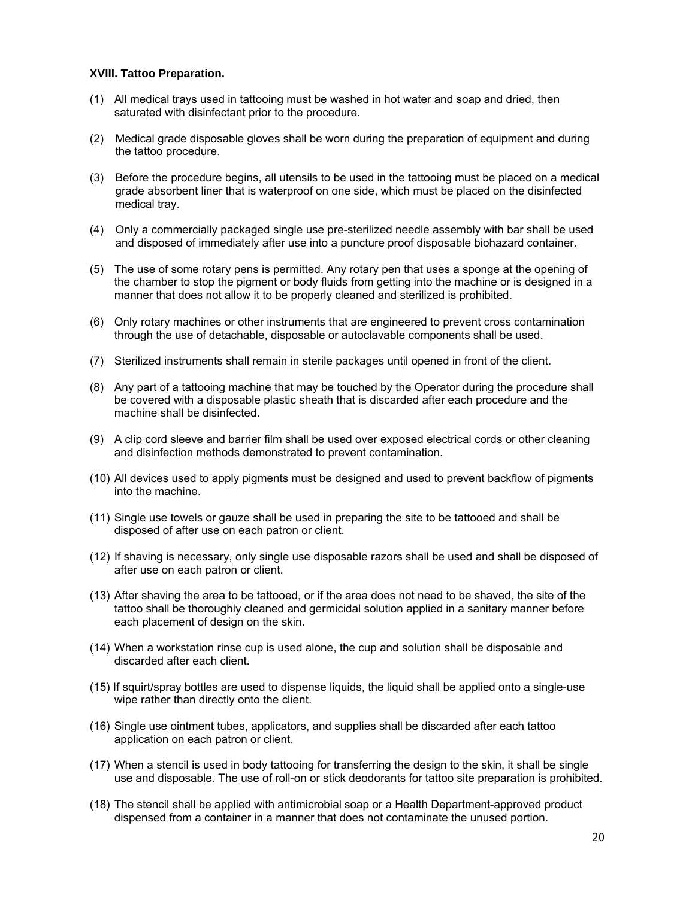**XVIII. Tattoo Preparation.**

(1) All medical trays used in tattooing must be washed in hot water and soap and dried, then saturated with disinfectant prior to the procedure.

(2) Medical grade disposable gloves shall be worn during the preparation of equipment and during the tattoo procedure.

(3) Before the procedure begins, all utensils to be used in the tattooing must be placed on a medical grade absorbent liner that is waterproof on one side, which must be placed on the disinfected medical tray.

(4) Only a commercially packaged single use pre-sterilized needle assembly with bar shall be used and disposed of immediately after use into a puncture proof disposable biohazard container.

(5) The use of some rotary pens is permitted. Any rotary pen that uses a sponge at the opening of the chamber to stop the pigment or body fluids from getting into the machine or is designed in a manner that does not allow it to be properly cleaned and sterilized is prohibited.

(6) Only rotary machines or other instruments that are engineered to prevent cross contamination through the use of detachable, disposable or autoclavable components shall be used.

(7) Sterilized instruments shall remain in sterile packages until opened in front of the client.

(8) Any part of a tattooing machine that may be touched by the Operator during the procedure shall be covered with a disposable plastic sheath that is discarded after each procedure and the machine shall be disinfected.

(9) A clip cord sleeve and barrier film shall be used over exposed electrical cords or other cleaning and disinfection methods demonstrated to prevent contamination.

(10) All devices used to apply pigments must be designed and used to prevent backflow of pigments into the machine.

(11) Single use towels or gauze shall be used in preparing the site to be tattooed and shall be disposed of after use on each patron or client.

(12) If shaving is necessary, only single use disposable razors shall be used and shall be disposed of after use on each patron or client.

(13) After shaving the area to be tattooed, or if the area does not need to be shaved, the site of the tattoo shall be thoroughly cleaned and germicidal solution applied in a sanitary manner before each placement of design on the skin.

(14) When a workstation rinse cup is used alone, the cup and solution shall be disposable and discarded after each client.

(15) If squirt/spray bottles are used to dispense liquids, the liquid shall be applied onto a single-use wipe rather than directly onto the client.

(16) Single use ointment tubes, applicators, and supplies shall be discarded after each tattoo application on each patron or client.

(17) When a stencil is used in body tattooing for transferring the design to the skin, it shall be single use and disposable. The use of roll-on or stick deodorants for tattoo site preparation is prohibited.

(18) The stencil shall be applied with antimicrobial soap or a Health Department-approved product dispensed from a container in a manner that does not contaminate the unused portion.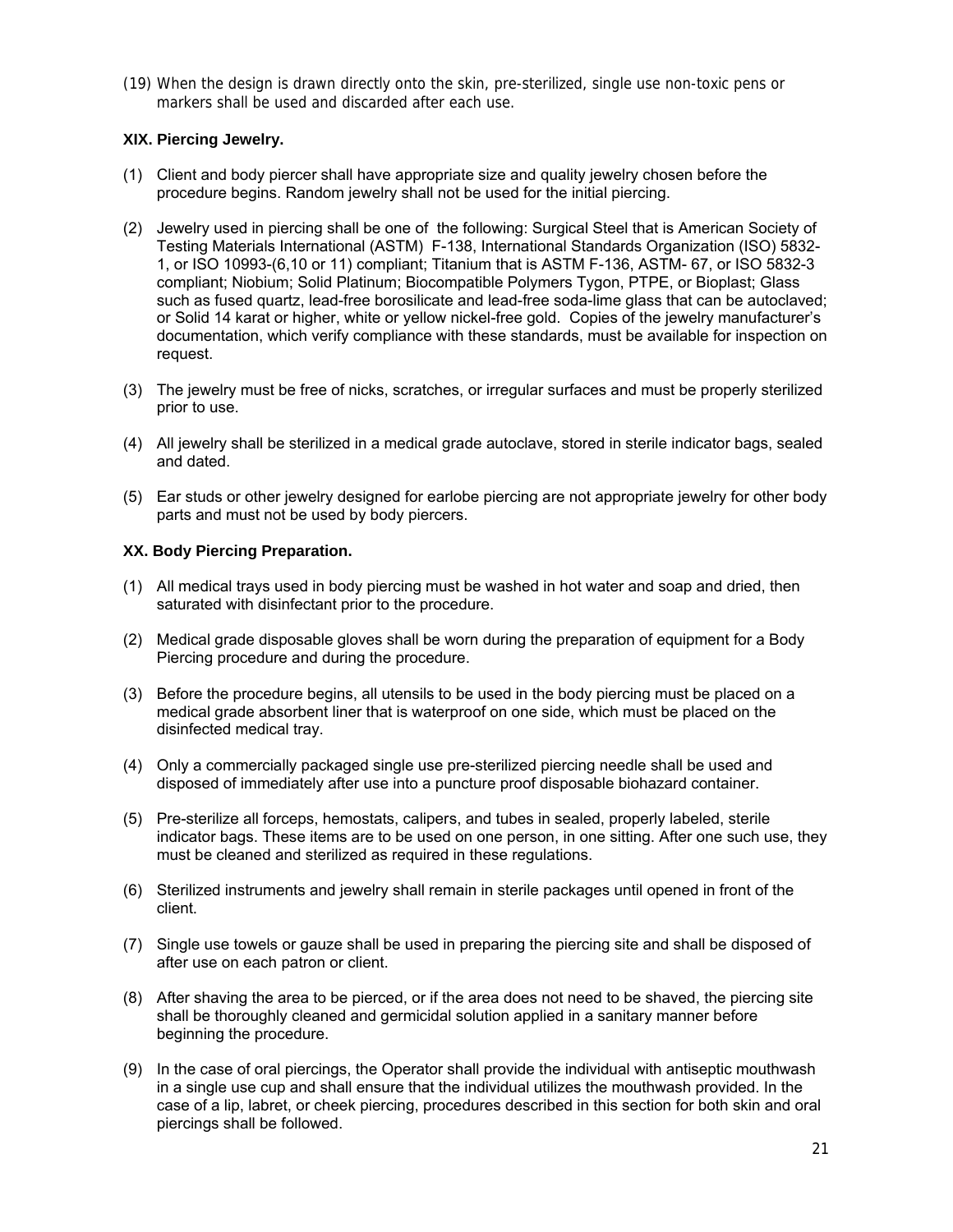(19) When the design is drawn directly onto the skin, pre-sterilized, single use non-toxic pens or markers shall be used and discarded after each use.

**XIX. Piercing Jewelry.**

(1) Client and body piercer shall have appropriate size and quality jewelry chosen before the procedure begins. Random jewelry shall not be used for the initial piercing.

(2) Jewelry used in piercing shall be one of the following: Surgical Steel that is American Society of Testing Materials International (ASTM) F-138, International Standards Organization (ISO) 5832-1, or ISO 10993-(6,10 or 11) compliant; Titanium that is ASTM F-136, ASTM- 67, or ISO 5832-3 compliant; Niobium; Solid Platinum; Biocompatible Polymers Tygon, PTPE, or Bioplast; Glass such as fused quartz, lead-free borosilicate and lead-free soda-lime glass that can be autoclaved; or Solid 14 karat or higher, white or yellow nickel-free gold. Copies of the jewelry manufacturer's documentation, which verify compliance with these standards, must be available for inspection on request.

(3) The jewelry must be free of nicks, scratches, or irregular surfaces and must be properly sterilized prior to use.

(4) All jewelry shall be sterilized in a medical grade autoclave, stored in sterile indicator bags, sealed and dated.

(5) Ear studs or other jewelry designed for earlobe piercing are not appropriate jewelry for other body parts and must not be used by body piercers.

**XX. Body Piercing Preparation.**

(1) All medical trays used in body piercing must be washed in hot water and soap and dried, then saturated with disinfectant prior to the procedure.

(2) Medical grade disposable gloves shall be worn during the preparation of equipment for a Body Piercing procedure and during the procedure.

(3) Before the procedure begins, all utensils to be used in the body piercing must be placed on a medical grade absorbent liner that is waterproof on one side, which must be placed on the disinfected medical tray.

(4) Only a commercially packaged single use pre-sterilized piercing needle shall be used and disposed of immediately after use into a puncture proof disposable biohazard container.

(5) Pre-sterilize all forceps, hemostats, calipers, and tubes in sealed, properly labeled, sterile indicator bags. These items are to be used on one person, in one sitting. After one such use, they must be cleaned and sterilized as required in these regulations.

(6) Sterilized instruments and jewelry shall remain in sterile packages until opened in front of the client.

(7) Single use towels or gauze shall be used in preparing the piercing site and shall be disposed of after use on each patron or client.

(8) After shaving the area to be pierced, or if the area does not need to be shaved, the piercing site shall be thoroughly cleaned and germicidal solution applied in a sanitary manner before beginning the procedure.

(9) In the case of oral piercings, the Operator shall provide the individual with antiseptic mouthwash in a single use cup and shall ensure that the individual utilizes the mouthwash provided. In the case of a lip, labret, or cheek piercing, procedures described in this section for both skin and oral piercings shall be followed.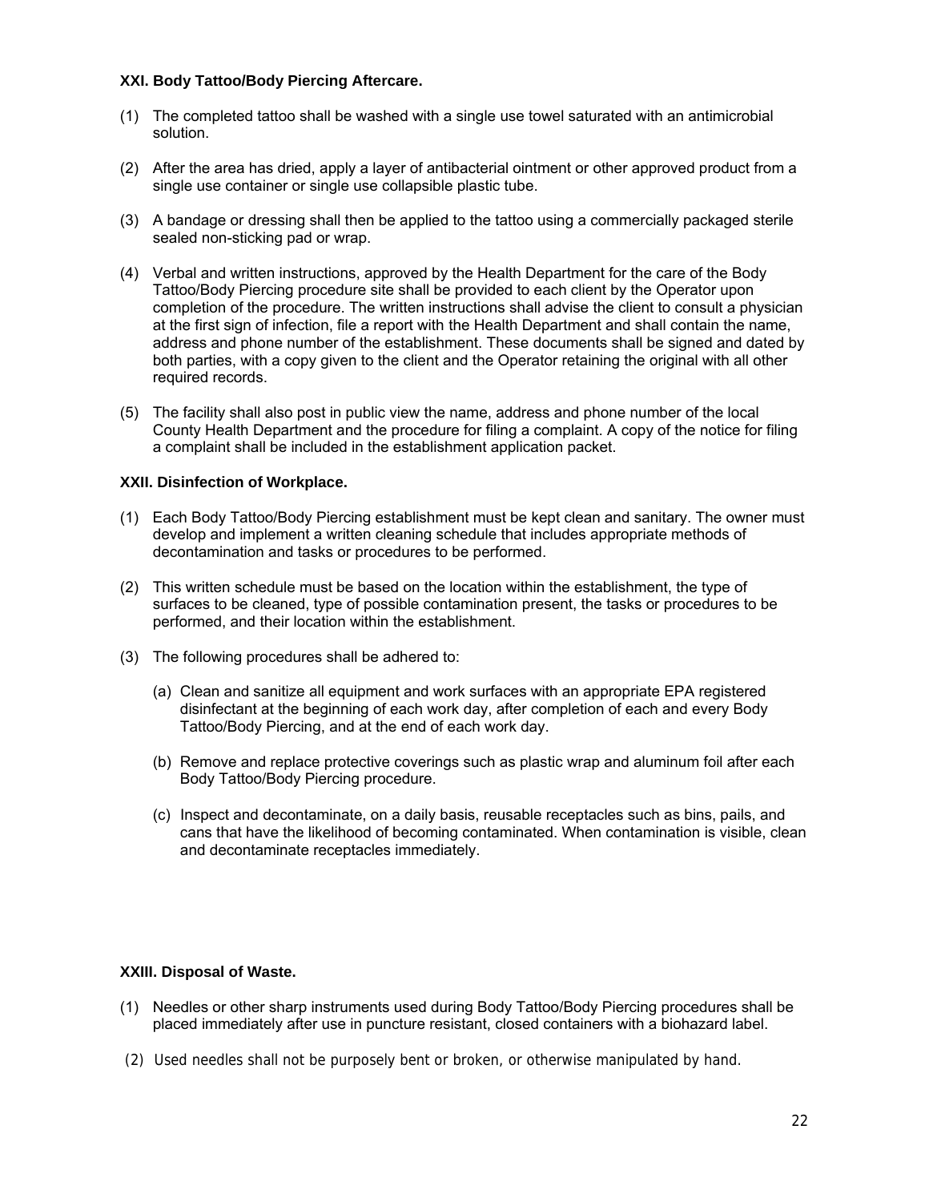### XXI. Body Tattoo/Body Piercing Aftercare.

(1) The completed tattoo shall be washed with a single use towel saturated with an antimicrobial solution.

(2) After the area has dried, apply a layer of antibacterial ointment or other approved product from a single use container or single use collapsible plastic tube.

(3) A bandage or dressing shall then be applied to the tattoo using a commercially packaged sterile sealed non-sticking pad or wrap.

(4) Verbal and written instructions, approved by the Health Department for the care of the Body Tattoo/Body Piercing procedure site shall be provided to each client by the Operator upon completion of the procedure. The written instructions shall advise the client to consult a physician at the first sign of infection, file a report with the Health Department and shall contain the name, address and phone number of the establishment. These documents shall be signed and dated by both parties, with a copy given to the client and the Operator retaining the original with all other required records.

(5) The facility shall also post in public view the name, address and phone number of the local County Health Department and the procedure for filing a complaint. A copy of the notice for filing a complaint shall be included in the establishment application packet.

### XXII. Disinfection of Workplace.

(1) Each Body Tattoo/Body Piercing establishment must be kept clean and sanitary. The owner must develop and implement a written cleaning schedule that includes appropriate methods of decontamination and tasks or procedures to be performed.

(2) This written schedule must be based on the location within the establishment, the type of surfaces to be cleaned, type of possible contamination present, the tasks or procedures to be performed, and their location within the establishment.

(3) The following procedures shall be adhered to:

   (a) Clean and sanitize all equipment and work surfaces with an appropriate EPA registered disinfectant at the beginning of each work day, after completion of each and every Body Tattoo/Body Piercing, and at the end of each work day.

   (b) Remove and replace protective coverings such as plastic wrap and aluminum foil after each Body Tattoo/Body Piercing procedure.

   (c) Inspect and decontaminate, on a daily basis, reusable receptacles such as bins, pails, and cans that have the likelihood of becoming contaminated. When contamination is visible, clean and decontaminate receptacles immediately.

### XXIII. Disposal of Waste.

(1) Needles or other sharp instruments used during Body Tattoo/Body Piercing procedures shall be placed immediately after use in puncture resistant, closed containers with a biohazard label.

(2) Used needles shall not be purposely bent or broken, or otherwise manipulated by hand.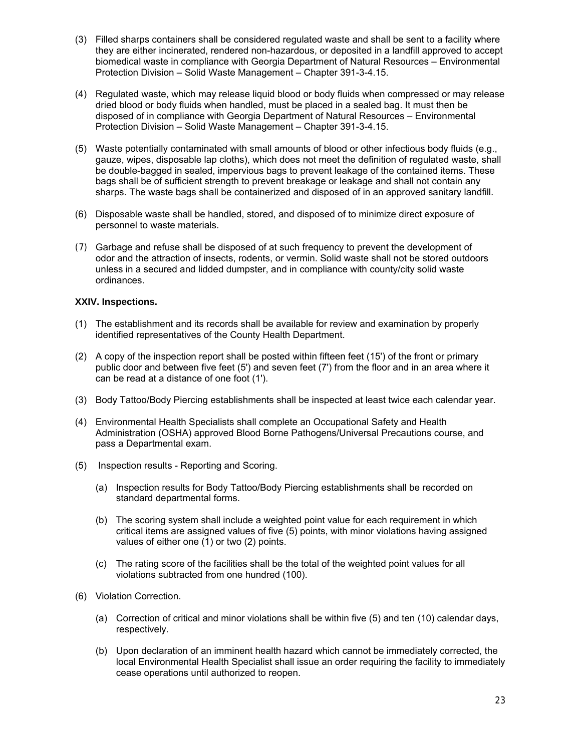(3) Filled sharps containers shall be considered regulated waste and shall be sent to a facility where they are either incinerated, rendered non-hazardous, or deposited in a landfill approved to accept biomedical waste in compliance with Georgia Department of Natural Resources – Environmental Protection Division – Solid Waste Management – Chapter 391-3-4.15.

(4) Regulated waste, which may release liquid blood or body fluids when compressed or may release dried blood or body fluids when handled, must be placed in a sealed bag. It must then be disposed of in compliance with Georgia Department of Natural Resources – Environmental Protection Division – Solid Waste Management – Chapter 391-3-4.15.

(5) Waste potentially contaminated with small amounts of blood or other infectious body fluids (e.g., gauze, wipes, disposable lap cloths), which does not meet the definition of regulated waste, shall be double-bagged in sealed, impervious bags to prevent leakage of the contained items. These bags shall be of sufficient strength to prevent breakage or leakage and shall not contain any sharps. The waste bags shall be containerized and disposed of in an approved sanitary landfill.

(6) Disposable waste shall be handled, stored, and disposed of to minimize direct exposure of personnel to waste materials.

(7) Garbage and refuse shall be disposed of at such frequency to prevent the development of odor and the attraction of insects, rodents, or vermin. Solid waste shall not be stored outdoors unless in a secured and lidded dumpster, and in compliance with county/city solid waste ordinances.

**XXIV. Inspections.**

(1) The establishment and its records shall be available for review and examination by properly identified representatives of the County Health Department.

(2) A copy of the inspection report shall be posted within fifteen feet (15') of the front or primary public door and between five feet (5') and seven feet (7') from the floor and in an area where it can be read at a distance of one foot (1').

(3) Body Tattoo/Body Piercing establishments shall be inspected at least twice each calendar year.

(4) Environmental Health Specialists shall complete an Occupational Safety and Health Administration (OSHA) approved Blood Borne Pathogens/Universal Precautions course, and pass a Departmental exam.

(5) Inspection results - Reporting and Scoring.

 (a) Inspection results for Body Tattoo/Body Piercing establishments shall be recorded on standard departmental forms.

 (b) The scoring system shall include a weighted point value for each requirement in which critical items are assigned values of five (5) points, with minor violations having assigned values of either one (1) or two (2) points.

 (c) The rating score of the facilities shall be the total of the weighted point values for all violations subtracted from one hundred (100).

(6) Violation Correction.

 (a) Correction of critical and minor violations shall be within five (5) and ten (10) calendar days, respectively.

 (b) Upon declaration of an imminent health hazard which cannot be immediately corrected, the local Environmental Health Specialist shall issue an order requiring the facility to immediately cease operations until authorized to reopen.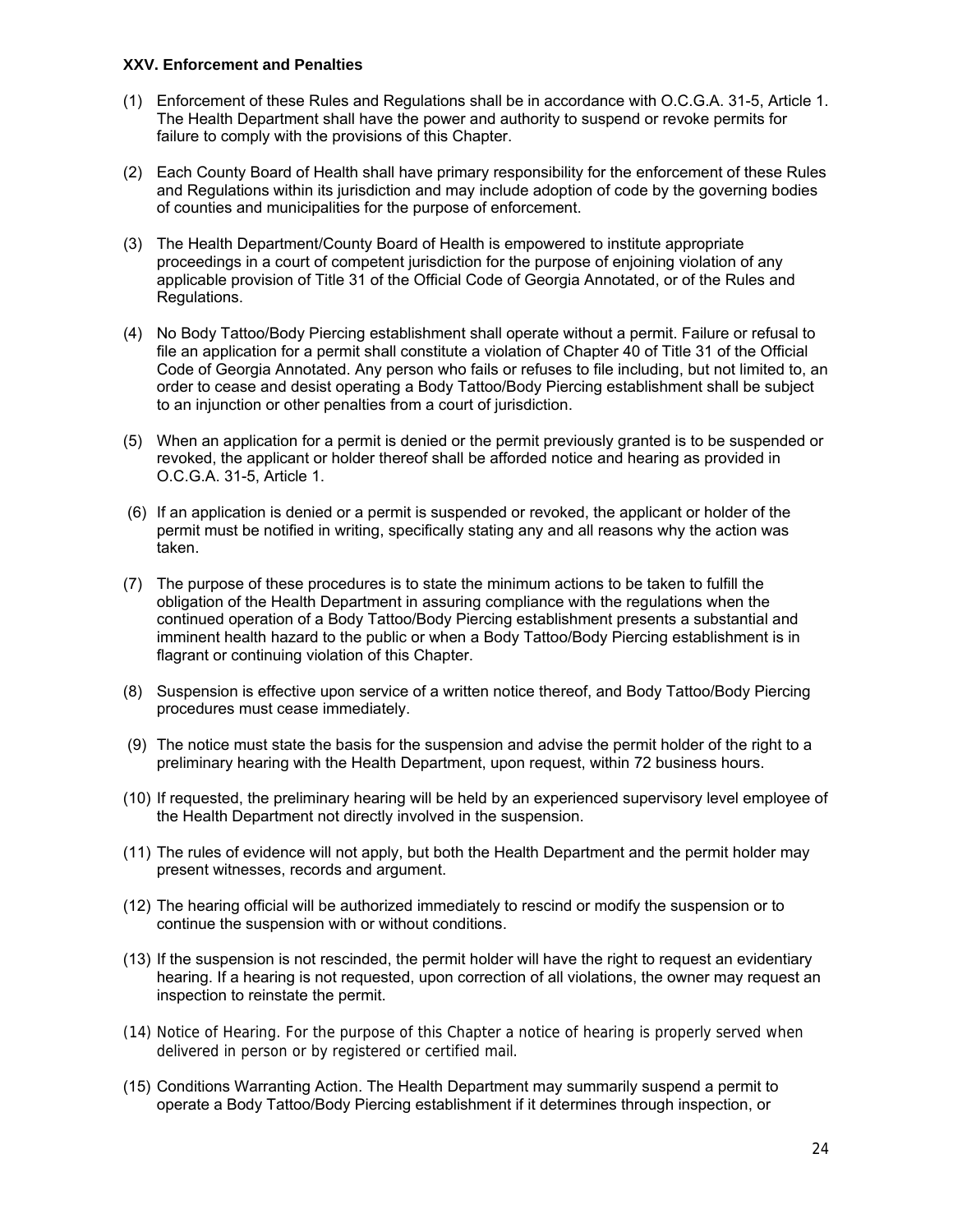**XXV. Enforcement and Penalties**

(1) Enforcement of these Rules and Regulations shall be in accordance with O.C.G.A. 31-5, Article 1. The Health Department shall have the power and authority to suspend or revoke permits for failure to comply with the provisions of this Chapter.

(2) Each County Board of Health shall have primary responsibility for the enforcement of these Rules and Regulations within its jurisdiction and may include adoption of code by the governing bodies of counties and municipalities for the purpose of enforcement.

(3) The Health Department/County Board of Health is empowered to institute appropriate proceedings in a court of competent jurisdiction for the purpose of enjoining violation of any applicable provision of Title 31 of the Official Code of Georgia Annotated, or of the Rules and Regulations.

(4) No Body Tattoo/Body Piercing establishment shall operate without a permit. Failure or refusal to file an application for a permit shall constitute a violation of Chapter 40 of Title 31 of the Official Code of Georgia Annotated. Any person who fails or refuses to file including, but not limited to, an order to cease and desist operating a Body Tattoo/Body Piercing establishment shall be subject to an injunction or other penalties from a court of jurisdiction.

(5) When an application for a permit is denied or the permit previously granted is to be suspended or revoked, the applicant or holder thereof shall be afforded notice and hearing as provided in O.C.G.A. 31-5, Article 1.

(6) If an application is denied or a permit is suspended or revoked, the applicant or holder of the permit must be notified in writing, specifically stating any and all reasons why the action was taken.

(7) The purpose of these procedures is to state the minimum actions to be taken to fulfill the obligation of the Health Department in assuring compliance with the regulations when the continued operation of a Body Tattoo/Body Piercing establishment presents a substantial and imminent health hazard to the public or when a Body Tattoo/Body Piercing establishment is in flagrant or continuing violation of this Chapter.

(8) Suspension is effective upon service of a written notice thereof, and Body Tattoo/Body Piercing procedures must cease immediately.

(9) The notice must state the basis for the suspension and advise the permit holder of the right to a preliminary hearing with the Health Department, upon request, within 72 business hours.

(10) If requested, the preliminary hearing will be held by an experienced supervisory level employee of the Health Department not directly involved in the suspension.

(11) The rules of evidence will not apply, but both the Health Department and the permit holder may present witnesses, records and argument.

(12) The hearing official will be authorized immediately to rescind or modify the suspension or to continue the suspension with or without conditions.

(13) If the suspension is not rescinded, the permit holder will have the right to request an evidentiary hearing. If a hearing is not requested, upon correction of all violations, the owner may request an inspection to reinstate the permit.

(14) Notice of Hearing. For the purpose of this Chapter a notice of hearing is properly served when delivered in person or by registered or certified mail.

(15) Conditions Warranting Action. The Health Department may summarily suspend a permit to operate a Body Tattoo/Body Piercing establishment if it determines through inspection, or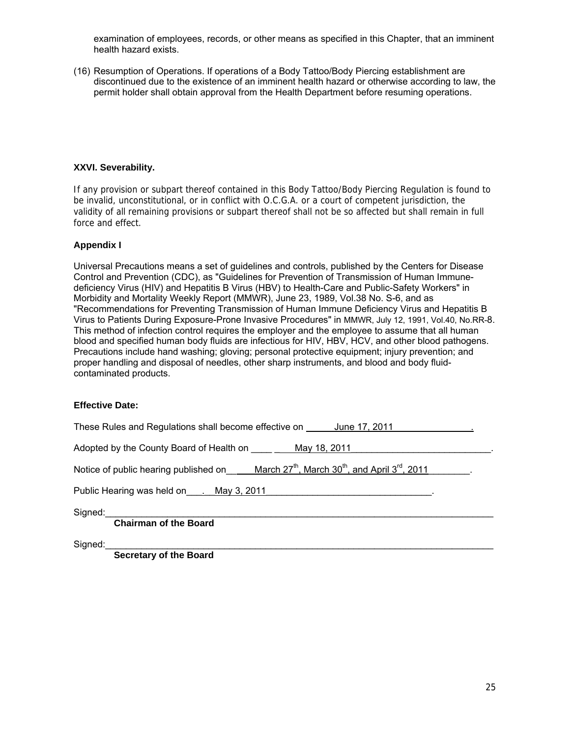examination of employees, records, or other means as specified in this Chapter, that an imminent health hazard exists.

(16) Resumption of Operations. If operations of a Body Tattoo/Body Piercing establishment are discontinued due to the existence of an imminent health hazard or otherwise according to law, the permit holder shall obtain approval from the Health Department before resuming operations.

**XXVI. Severability.**

If any provision or subpart thereof contained in this Body Tattoo/Body Piercing Regulation is found to be invalid, unconstitutional, or in conflict with O.C.G.A. or a court of competent jurisdiction, the validity of all remaining provisions or subpart thereof shall not be so affected but shall remain in full force and effect.

**Appendix I**

Universal Precautions means a set of guidelines and controls, published by the Centers for Disease Control and Prevention (CDC), as "Guidelines for Prevention of Transmission of Human Immune-deficiency Virus (HIV) and Hepatitis B Virus (HBV) to Health-Care and Public-Safety Workers" in Morbidity and Mortality Weekly Report (MMWR), June 23, 1989, Vol.38 No. S-6, and as "Recommendations for Preventing Transmission of Human Immune Deficiency Virus and Hepatitis B Virus to Patients During Exposure-Prone Invasive Procedures" in MMWR, July 12, 1991, Vol.40, No.RR-8. This method of infection control requires the employer and the employee to assume that all human blood and specified human body fluids are infectious for HIV, HBV, HCV, and other blood pathogens. Precautions include hand washing; gloving; personal protective equipment; injury prevention; and proper handling and disposal of needles, other sharp instruments, and blood and body fluid-contaminated products.

**Effective Date:**

These Rules and Regulations shall become effective on June 17, 2011.

Adopted by the County Board of Health on May 18, 2011.

Notice of public hearing published on March 27th, March 30th, and April 3rd, 2011.

Public Hearing was held on May 3, 2011.

Signed:\_\_\_\_\_\_\_\_\_\_\_\_\_\_\_\_\_\_\_\_\_\_\_\_\_\_\_\_\_\_\_\_\_\_\_\_\_\_\_\_\_\_\_\_\_\_\_\_\_\_\_\_\_\_\_\_

**Chairman of the Board**

Signed:\_\_\_\_\_\_\_\_\_\_\_\_\_\_\_\_\_\_\_\_\_\_\_\_\_\_\_\_\_\_\_\_\_\_\_\_\_\_\_\_\_\_\_\_\_\_\_\_\_\_\_\_\_\_\_\_

**Secretary of the Board**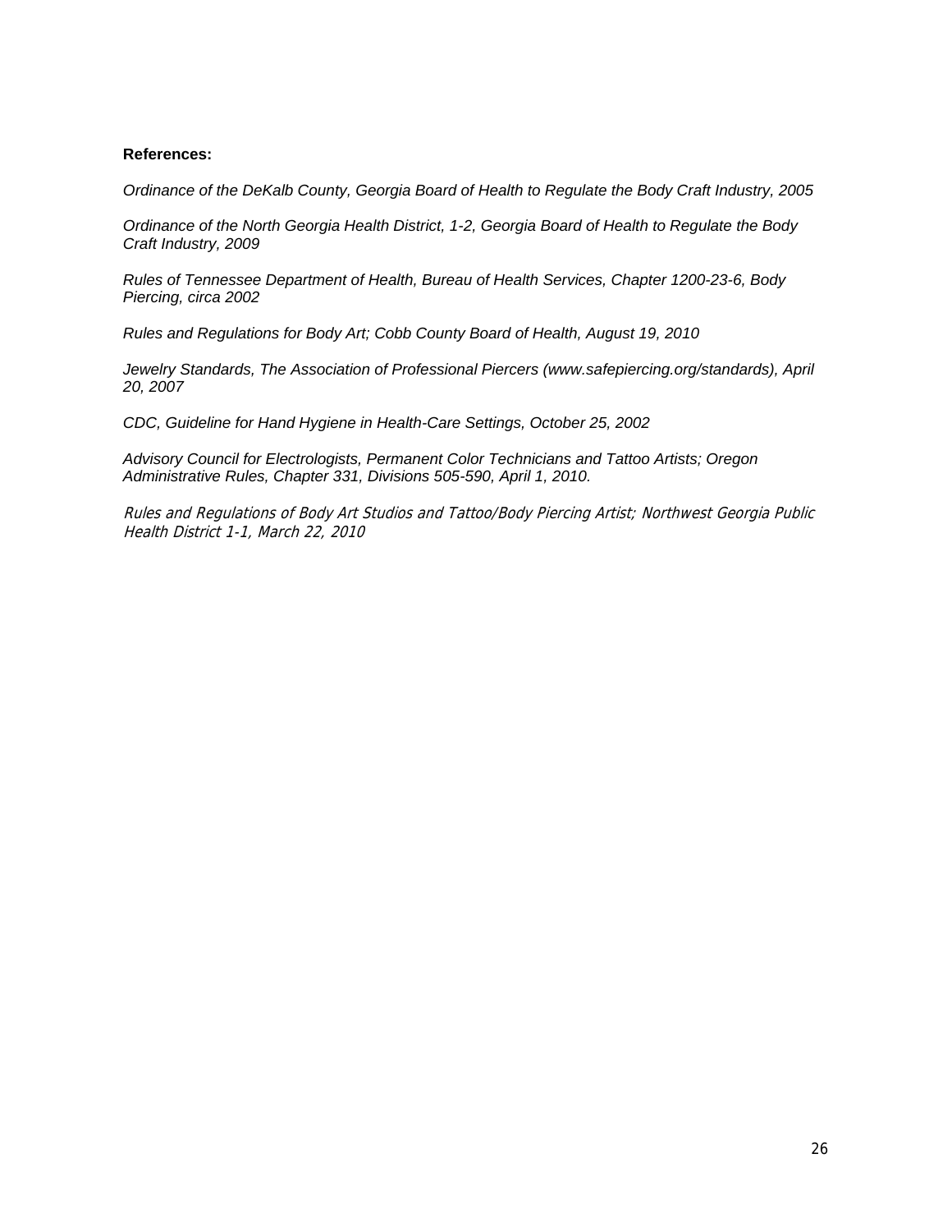**References:**

*Ordinance of the DeKalb County, Georgia Board of Health to Regulate the Body Craft Industry, 2005*

*Ordinance of the North Georgia Health District, 1-2, Georgia Board of Health to Regulate the Body Craft Industry, 2009*

*Rules of Tennessee Department of Health, Bureau of Health Services, Chapter 1200-23-6, Body Piercing, circa 2002*

*Rules and Regulations for Body Art; Cobb County Board of Health, August 19, 2010*

*Jewelry Standards, The Association of Professional Piercers (www.safepiercing.org/standards), April 20, 2007*

*CDC, Guideline for Hand Hygiene in Health-Care Settings, October 25, 2002*

*Advisory Council for Electrologists, Permanent Color Technicians and Tattoo Artists; Oregon Administrative Rules, Chapter 331, Divisions 505-590, April 1, 2010.*

*Rules and Regulations of Body Art Studios and Tattoo/Body Piercing Artist; Northwest Georgia Public Health District 1-1, March 22, 2010*